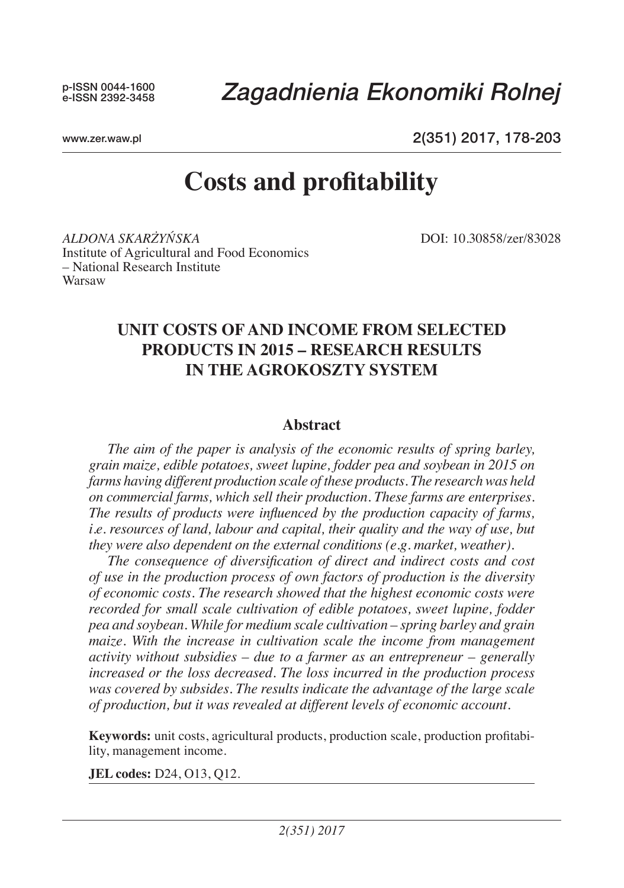# Costs and profitability

*ALDONA SKARŻYŃSKA*
Institute of Agricultural and Food Economics
– National Research Institute
Warsaw

DOI: 10.30858/zer/83028

## UNIT COSTS OF AND INCOME FROM SELECTED PRODUCTS IN 2015 – RESEARCH RESULTS IN THE AGROKOSZTY SYSTEM

### Abstract

*The aim of the paper is analysis of the economic results of spring barley, grain maize, edible potatoes, sweet lupine, fodder pea and soybean in 2015 on farms having different production scale of these products. The research was held on commercial farms, which sell their production. These farms are enterprises. The results of products were influenced by the production capacity of farms, i.e. resources of land, labour and capital, their quality and the way of use, but they were also dependent on the external conditions (e.g. market, weather).*

*The consequence of diversification of direct and indirect costs and cost of use in the production process of own factors of production is the diversity of economic costs. The research showed that the highest economic costs were recorded for small scale cultivation of edible potatoes, sweet lupine, fodder pea and soybean. While for medium scale cultivation – spring barley and grain maize. With the increase in cultivation scale the income from management activity without subsidies – due to a farmer as an entrepreneur – generally increased or the loss decreased. The loss incurred in the production process was covered by subsides. The results indicate the advantage of the large scale of production, but it was revealed at different levels of economic account.*

**Keywords:** unit costs, agricultural products, production scale, production profitability, management income.

**JEL codes:** D24, O13, Q12.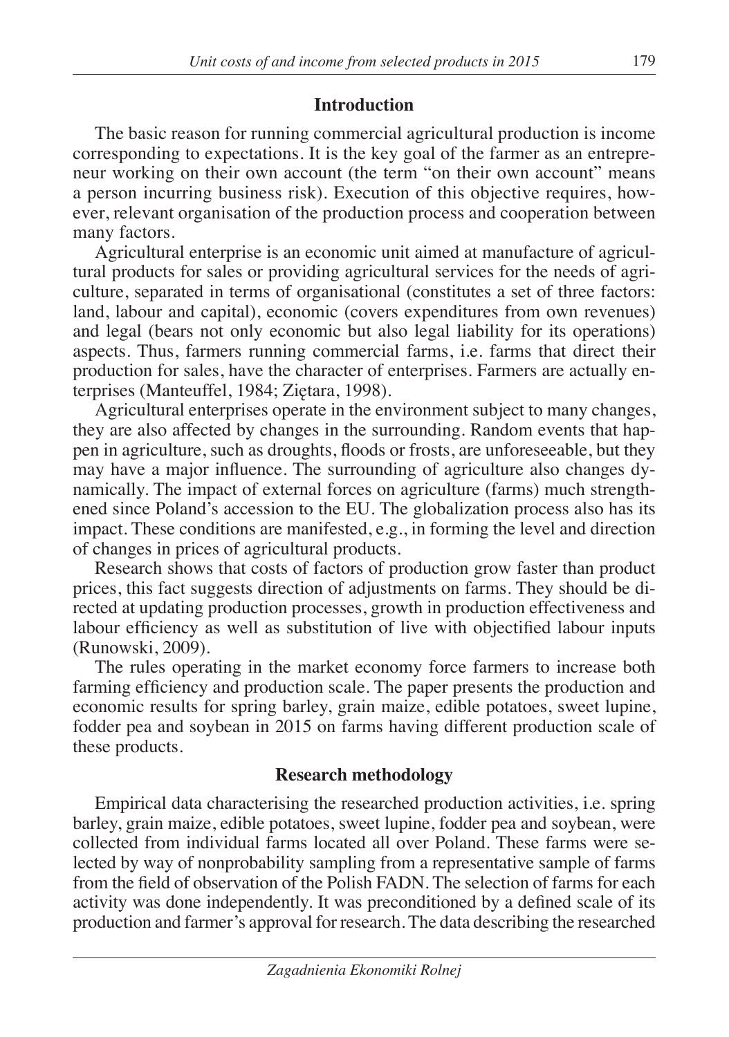## Introduction

The basic reason for running commercial agricultural production is income corresponding to expectations. It is the key goal of the farmer as an entrepreneur working on their own account (the term "on their own account" means a person incurring business risk). Execution of this objective requires, however, relevant organisation of the production process and cooperation between many factors.

Agricultural enterprise is an economic unit aimed at manufacture of agricultural products for sales or providing agricultural services for the needs of agriculture, separated in terms of organisational (constitutes a set of three factors: land, labour and capital), economic (covers expenditures from own revenues) and legal (bears not only economic but also legal liability for its operations) aspects. Thus, farmers running commercial farms, i.e. farms that direct their production for sales, have the character of enterprises. Farmers are actually enterprises (Manteuffel, 1984; Ziętara, 1998).

Agricultural enterprises operate in the environment subject to many changes, they are also affected by changes in the surrounding. Random events that happen in agriculture, such as droughts, floods or frosts, are unforeseeable, but they may have a major influence. The surrounding of agriculture also changes dynamically. The impact of external forces on agriculture (farms) much strengthened since Poland's accession to the EU. The globalization process also has its impact. These conditions are manifested, e.g., in forming the level and direction of changes in prices of agricultural products.

Research shows that costs of factors of production grow faster than product prices, this fact suggests direction of adjustments on farms. They should be directed at updating production processes, growth in production effectiveness and labour efficiency as well as substitution of live with objectified labour inputs (Runowski, 2009).

The rules operating in the market economy force farmers to increase both farming efficiency and production scale. The paper presents the production and economic results for spring barley, grain maize, edible potatoes, sweet lupine, fodder pea and soybean in 2015 on farms having different production scale of these products.

## Research methodology

Empirical data characterising the researched production activities, i.e. spring barley, grain maize, edible potatoes, sweet lupine, fodder pea and soybean, were collected from individual farms located all over Poland. These farms were selected by way of nonprobability sampling from a representative sample of farms from the field of observation of the Polish FADN. The selection of farms for each activity was done independently. It was preconditioned by a defined scale of its production and farmer's approval for research. The data describing the researched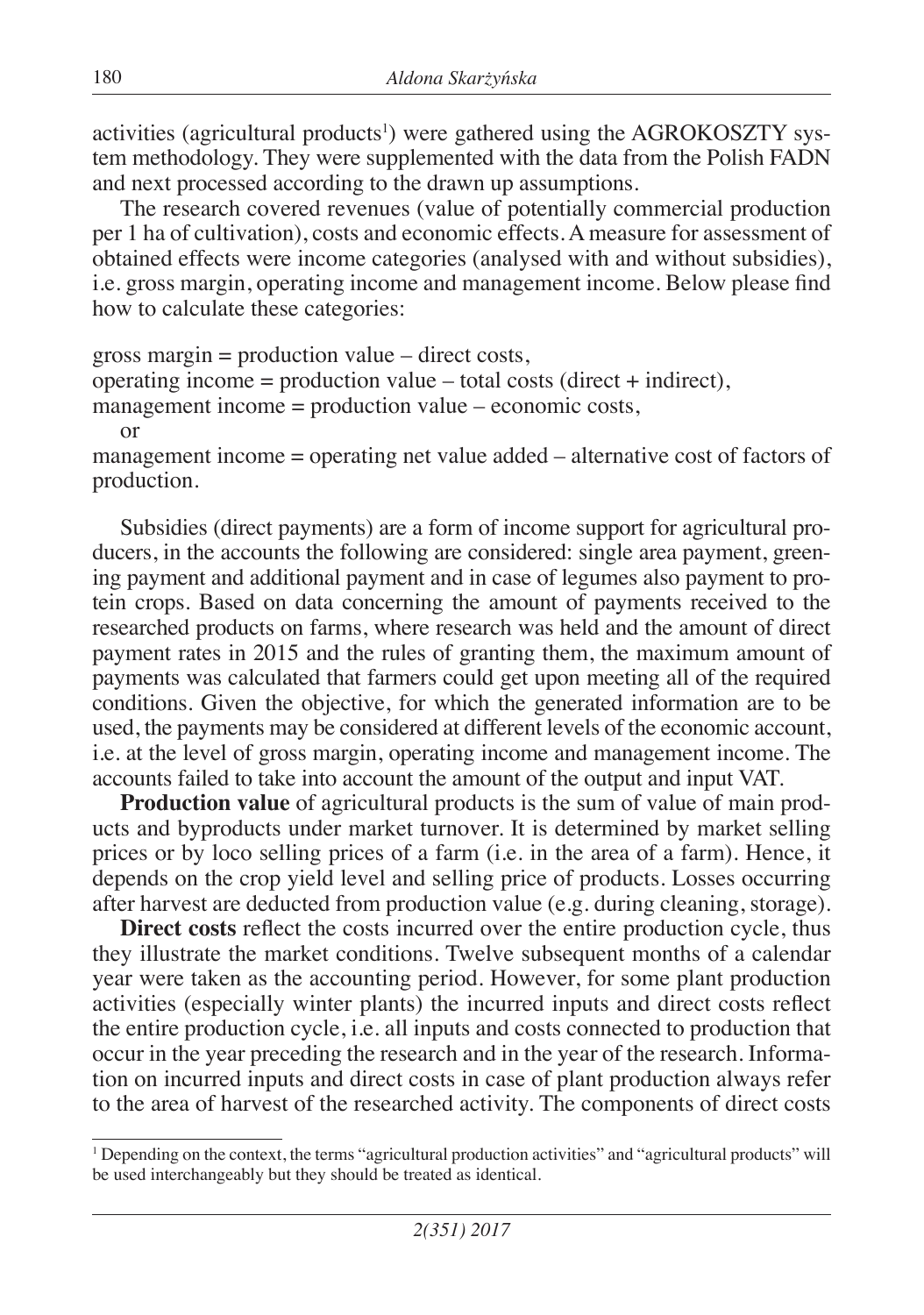activities (agricultural products[1]) were gathered using the AGROKOSZTY system methodology. They were supplemented with the data from the Polish FADN and next processed according to the drawn up assumptions.

The research covered revenues (value of potentially commercial production per 1 ha of cultivation), costs and economic effects. A measure for assessment of obtained effects were income categories (analysed with and without subsidies), i.e. gross margin, operating income and management income. Below please find how to calculate these categories:

gross margin = production value – direct costs,
operating income = production value – total costs (direct + indirect),
management income = production value – economic costs,
or
management income = operating net value added – alternative cost of factors of production.

Subsidies (direct payments) are a form of income support for agricultural producers, in the accounts the following are considered: single area payment, greening payment and additional payment and in case of legumes also payment to protein crops. Based on data concerning the amount of payments received to the researched products on farms, where research was held and the amount of direct payment rates in 2015 and the rules of granting them, the maximum amount of payments was calculated that farmers could get upon meeting all of the required conditions. Given the objective, for which the generated information are to be used, the payments may be considered at different levels of the economic account, i.e. at the level of gross margin, operating income and management income. The accounts failed to take into account the amount of the output and input VAT.

**Production value** of agricultural products is the sum of value of main products and byproducts under market turnover. It is determined by market selling prices or by loco selling prices of a farm (i.e. in the area of a farm). Hence, it depends on the crop yield level and selling price of products. Losses occurring after harvest are deducted from production value (e.g. during cleaning, storage).

**Direct costs** reflect the costs incurred over the entire production cycle, thus they illustrate the market conditions. Twelve subsequent months of a calendar year were taken as the accounting period. However, for some plant production activities (especially winter plants) the incurred inputs and direct costs reflect the entire production cycle, i.e. all inputs and costs connected to production that occur in the year preceding the research and in the year of the research. Information on incurred inputs and direct costs in case of plant production always refer to the area of harvest of the researched activity. The components of direct costs

[1] Depending on the context, the terms "agricultural production activities" and "agricultural products" will be used interchangeably but they should be treated as identical.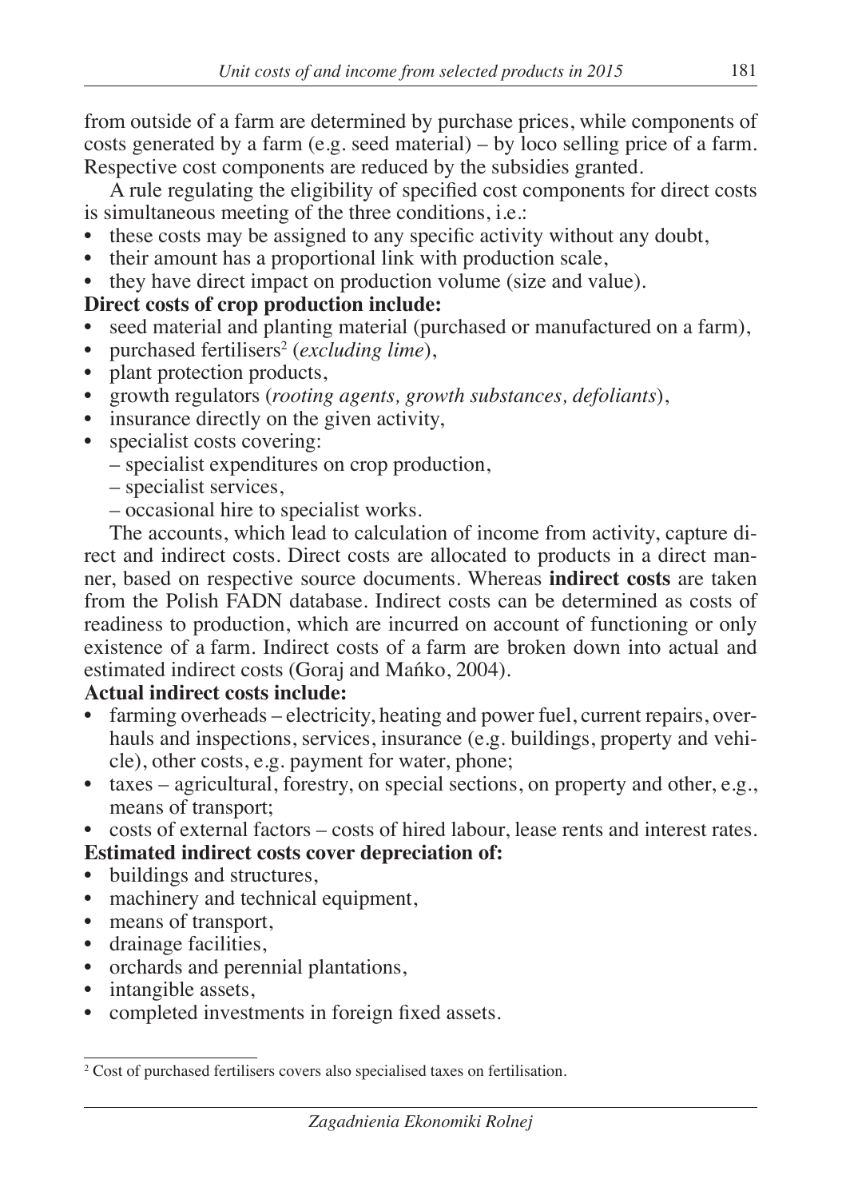from outside of a farm are determined by purchase prices, while components of costs generated by a farm (e.g. seed material) – by loco selling price of a farm. Respective cost components are reduced by the subsidies granted.

A rule regulating the eligibility of specified cost components for direct costs is simultaneous meeting of the three conditions, i.e.:

- these costs may be assigned to any specific activity without any doubt,
- their amount has a proportional link with production scale,
- they have direct impact on production volume (size and value).

**Direct costs of crop production include:**

- seed material and planting material (purchased or manufactured on a farm),
- purchased fertilisers[2] (*excluding lime*),
- plant protection products,
- growth regulators (*rooting agents, growth substances, defoliants*),
- insurance directly on the given activity,
- specialist costs covering:
  - specialist expenditures on crop production,
  - specialist services,
  - occasional hire to specialist works.

The accounts, which lead to calculation of income from activity, capture direct and indirect costs. Direct costs are allocated to products in a direct manner, based on respective source documents. Whereas **indirect costs** are taken from the Polish FADN database. Indirect costs can be determined as costs of readiness to production, which are incurred on account of functioning or only existence of a farm. Indirect costs of a farm are broken down into actual and estimated indirect costs (Goraj and Mańko, 2004).

**Actual indirect costs include:**

- farming overheads – electricity, heating and power fuel, current repairs, overhauls and inspections, services, insurance (e.g. buildings, property and vehicle), other costs, e.g. payment for water, phone;
- taxes – agricultural, forestry, on special sections, on property and other, e.g., means of transport;
- costs of external factors – costs of hired labour, lease rents and interest rates.

**Estimated indirect costs cover depreciation of:**

- buildings and structures,
- machinery and technical equipment,
- means of transport,
- drainage facilities,
- orchards and perennial plantations,
- intangible assets,
- completed investments in foreign fixed assets.

[2] Cost of purchased fertilisers covers also specialised taxes on fertilisation.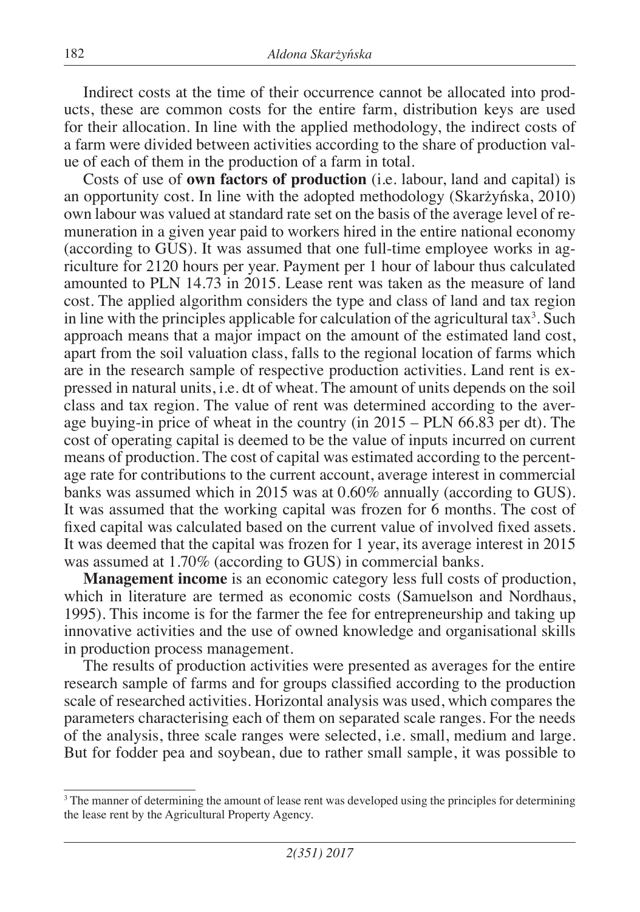Indirect costs at the time of their occurrence cannot be allocated into products, these are common costs for the entire farm, distribution keys are used for their allocation. In line with the applied methodology, the indirect costs of a farm were divided between activities according to the share of production value of each of them in the production of a farm in total.

Costs of use of **own factors of production** (i.e. labour, land and capital) is an opportunity cost. In line with the adopted methodology (Skarżyńska, 2010) own labour was valued at standard rate set on the basis of the average level of remuneration in a given year paid to workers hired in the entire national economy (according to GUS). It was assumed that one full-time employee works in agriculture for 2120 hours per year. Payment per 1 hour of labour thus calculated amounted to PLN 14.73 in 2015. Lease rent was taken as the measure of land cost. The applied algorithm considers the type and class of land and tax region in line with the principles applicable for calculation of the agricultural tax[3]. Such approach means that a major impact on the amount of the estimated land cost, apart from the soil valuation class, falls to the regional location of farms which are in the research sample of respective production activities. Land rent is expressed in natural units, i.e. dt of wheat. The amount of units depends on the soil class and tax region. The value of rent was determined according to the average buying-in price of wheat in the country (in 2015 – PLN 66.83 per dt). The cost of operating capital is deemed to be the value of inputs incurred on current means of production. The cost of capital was estimated according to the percentage rate for contributions to the current account, average interest in commercial banks was assumed which in 2015 was at 0.60% annually (according to GUS). It was assumed that the working capital was frozen for 6 months. The cost of fixed capital was calculated based on the current value of involved fixed assets. It was deemed that the capital was frozen for 1 year, its average interest in 2015 was assumed at 1.70% (according to GUS) in commercial banks.

**Management income** is an economic category less full costs of production, which in literature are termed as economic costs (Samuelson and Nordhaus, 1995). This income is for the farmer the fee for entrepreneurship and taking up innovative activities and the use of owned knowledge and organisational skills in production process management.

The results of production activities were presented as averages for the entire research sample of farms and for groups classified according to the production scale of researched activities. Horizontal analysis was used, which compares the parameters characterising each of them on separated scale ranges. For the needs of the analysis, three scale ranges were selected, i.e. small, medium and large. But for fodder pea and soybean, due to rather small sample, it was possible to

[3] The manner of determining the amount of lease rent was developed using the principles for determining the lease rent by the Agricultural Property Agency.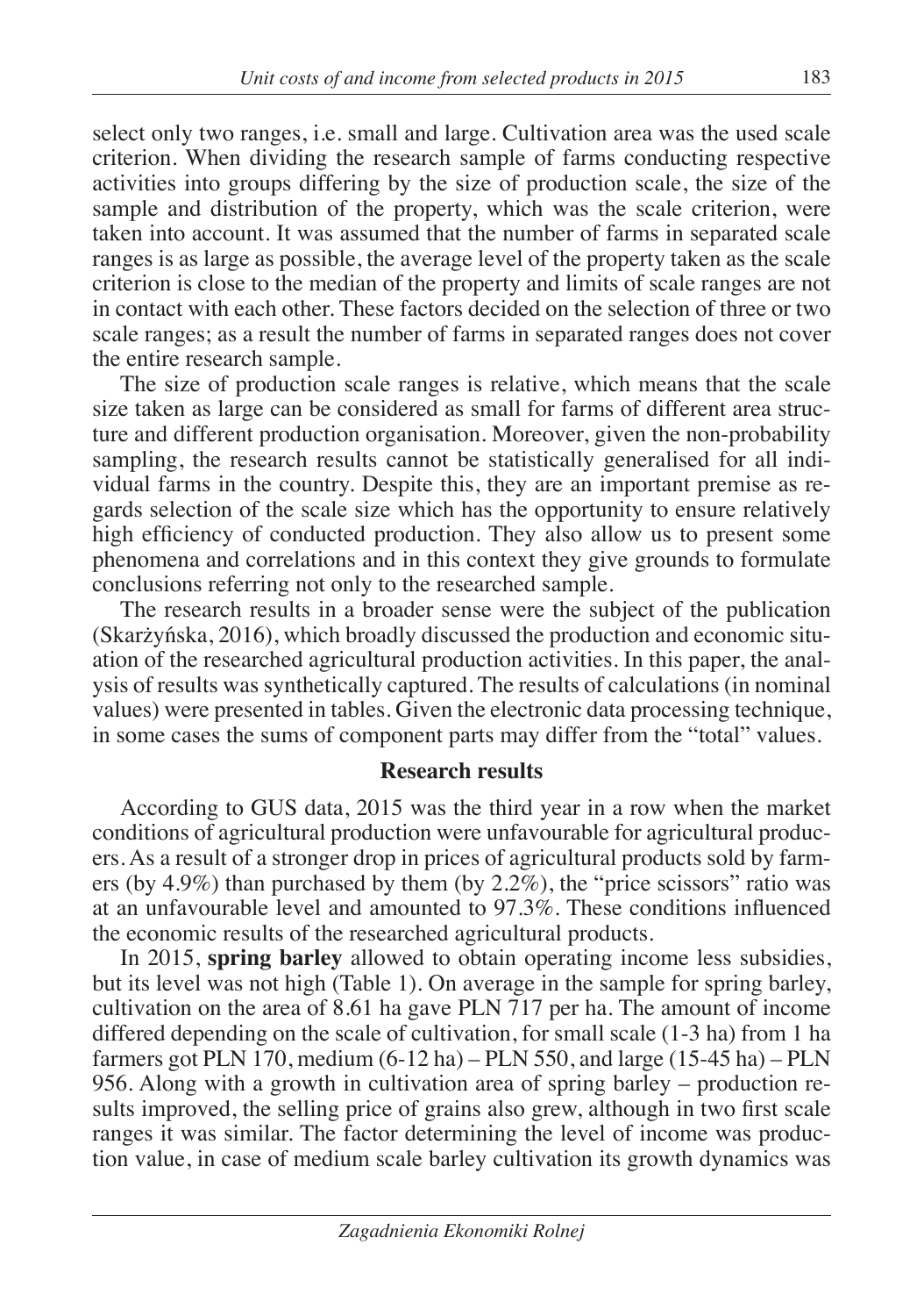select only two ranges, i.e. small and large. Cultivation area was the used scale criterion. When dividing the research sample of farms conducting respective activities into groups differing by the size of production scale, the size of the sample and distribution of the property, which was the scale criterion, were taken into account. It was assumed that the number of farms in separated scale ranges is as large as possible, the average level of the property taken as the scale criterion is close to the median of the property and limits of scale ranges are not in contact with each other. These factors decided on the selection of three or two scale ranges; as a result the number of farms in separated ranges does not cover the entire research sample.

The size of production scale ranges is relative, which means that the scale size taken as large can be considered as small for farms of different area structure and different production organisation. Moreover, given the non-probability sampling, the research results cannot be statistically generalised for all individual farms in the country. Despite this, they are an important premise as regards selection of the scale size which has the opportunity to ensure relatively high efficiency of conducted production. They also allow us to present some phenomena and correlations and in this context they give grounds to formulate conclusions referring not only to the researched sample.

The research results in a broader sense were the subject of the publication (Skarżyńska, 2016), which broadly discussed the production and economic situation of the researched agricultural production activities. In this paper, the analysis of results was synthetically captured. The results of calculations (in nominal values) were presented in tables. Given the electronic data processing technique, in some cases the sums of component parts may differ from the "total" values.

## Research results

According to GUS data, 2015 was the third year in a row when the market conditions of agricultural production were unfavourable for agricultural producers. As a result of a stronger drop in prices of agricultural products sold by farmers (by 4.9%) than purchased by them (by 2.2%), the "price scissors" ratio was at an unfavourable level and amounted to 97.3%. These conditions influenced the economic results of the researched agricultural products.

In 2015, **spring barley** allowed to obtain operating income less subsidies, but its level was not high (Table 1). On average in the sample for spring barley, cultivation on the area of 8.61 ha gave PLN 717 per ha. The amount of income differed depending on the scale of cultivation, for small scale (1-3 ha) from 1 ha farmers got PLN 170, medium (6-12 ha) – PLN 550, and large (15-45 ha) – PLN 956. Along with a growth in cultivation area of spring barley – production results improved, the selling price of grains also grew, although in two first scale ranges it was similar. The factor determining the level of income was production value, in case of medium scale barley cultivation its growth dynamics was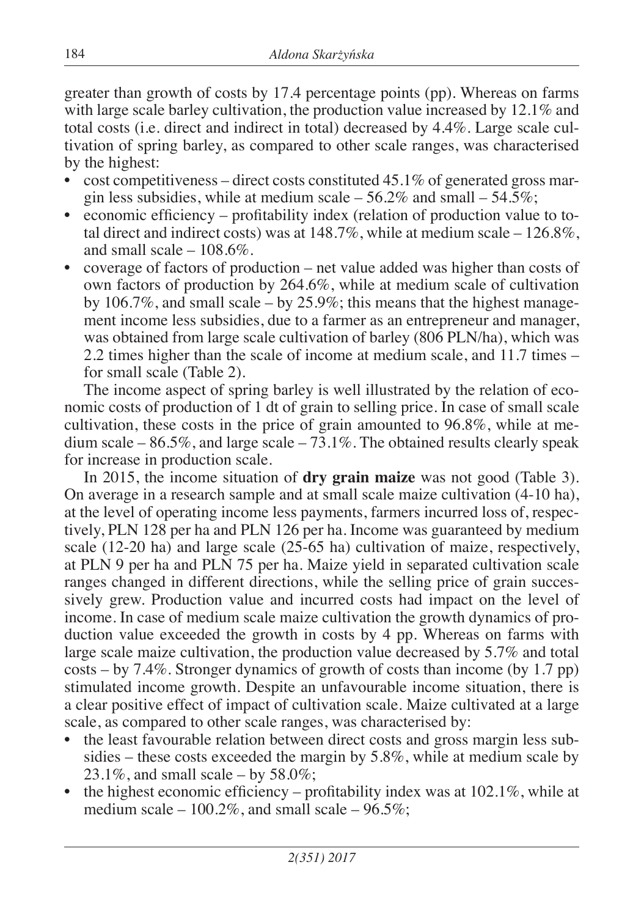greater than growth of costs by 17.4 percentage points (pp). Whereas on farms with large scale barley cultivation, the production value increased by 12.1% and total costs (i.e. direct and indirect in total) decreased by 4.4%. Large scale cultivation of spring barley, as compared to other scale ranges, was characterised by the highest:

- cost competitiveness – direct costs constituted 45.1% of generated gross margin less subsidies, while at medium scale – 56.2% and small – 54.5%;
- economic efficiency – profitability index (relation of production value to total direct and indirect costs) was at 148.7%, while at medium scale – 126.8%, and small scale – 108.6%.
- coverage of factors of production – net value added was higher than costs of own factors of production by 264.6%, while at medium scale of cultivation by 106.7%, and small scale – by 25.9%; this means that the highest management income less subsidies, due to a farmer as an entrepreneur and manager, was obtained from large scale cultivation of barley (806 PLN/ha), which was 2.2 times higher than the scale of income at medium scale, and 11.7 times – for small scale (Table 2).

The income aspect of spring barley is well illustrated by the relation of economic costs of production of 1 dt of grain to selling price. In case of small scale cultivation, these costs in the price of grain amounted to 96.8%, while at medium scale – 86.5%, and large scale – 73.1%. The obtained results clearly speak for increase in production scale.

In 2015, the income situation of **dry grain maize** was not good (Table 3). On average in a research sample and at small scale maize cultivation (4-10 ha), at the level of operating income less payments, farmers incurred loss of, respectively, PLN 128 per ha and PLN 126 per ha. Income was guaranteed by medium scale (12-20 ha) and large scale (25-65 ha) cultivation of maize, respectively, at PLN 9 per ha and PLN 75 per ha. Maize yield in separated cultivation scale ranges changed in different directions, while the selling price of grain successively grew. Production value and incurred costs had impact on the level of income. In case of medium scale maize cultivation the growth dynamics of production value exceeded the growth in costs by 4 pp. Whereas on farms with large scale maize cultivation, the production value decreased by 5.7% and total costs – by 7.4%. Stronger dynamics of growth of costs than income (by 1.7 pp) stimulated income growth. Despite an unfavourable income situation, there is a clear positive effect of impact of cultivation scale. Maize cultivated at a large scale, as compared to other scale ranges, was characterised by:

- the least favourable relation between direct costs and gross margin less subsidies – these costs exceeded the margin by 5.8%, while at medium scale by 23.1%, and small scale – by 58.0%;
- the highest economic efficiency – profitability index was at 102.1%, while at medium scale – 100.2%, and small scale – 96.5%;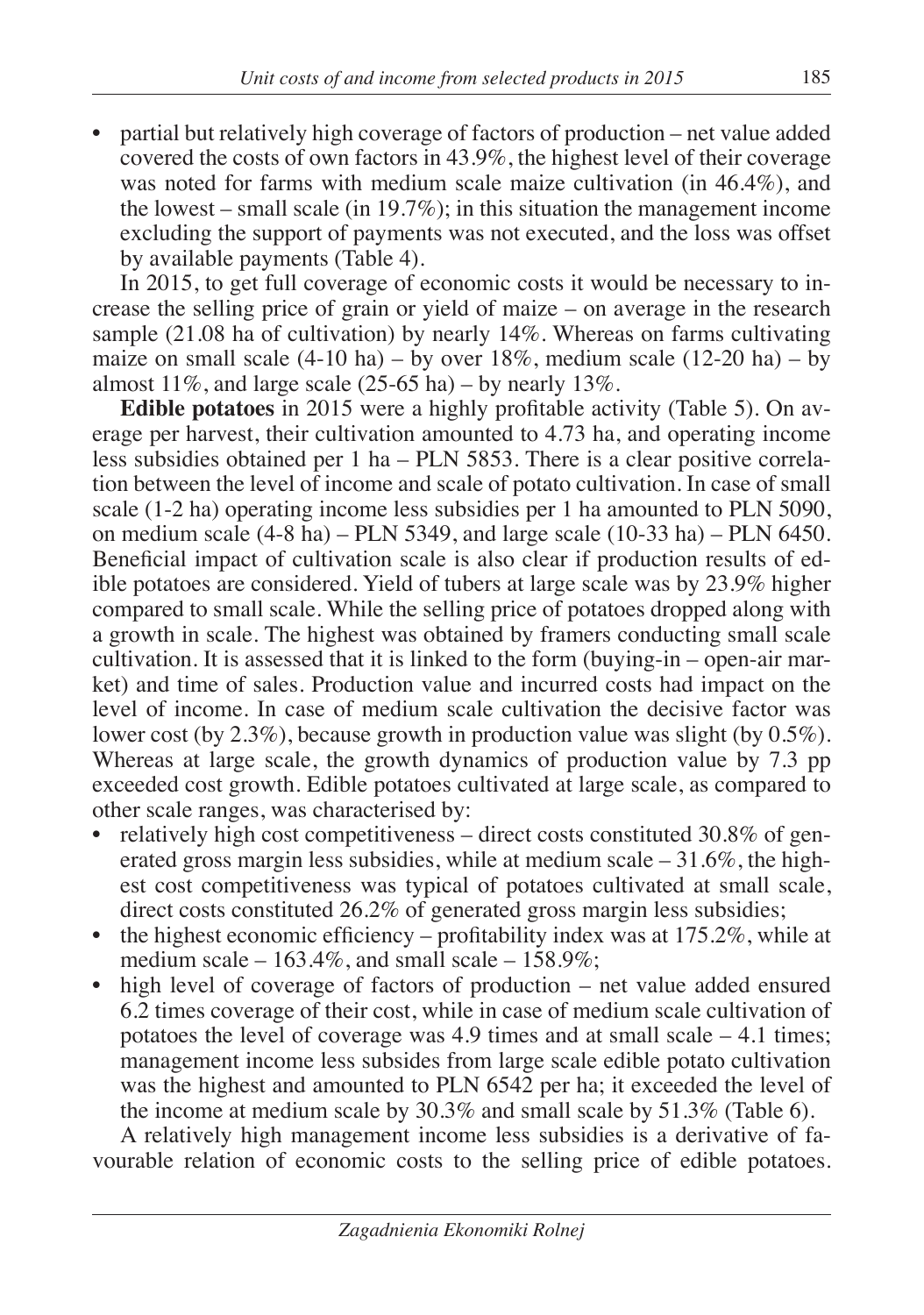- partial but relatively high coverage of factors of production – net value added covered the costs of own factors in 43.9%, the highest level of their coverage was noted for farms with medium scale maize cultivation (in 46.4%), and the lowest – small scale (in 19.7%); in this situation the management income excluding the support of payments was not executed, and the loss was offset by available payments (Table 4).

In 2015, to get full coverage of economic costs it would be necessary to increase the selling price of grain or yield of maize – on average in the research sample (21.08 ha of cultivation) by nearly 14%. Whereas on farms cultivating maize on small scale (4-10 ha) – by over 18%, medium scale (12-20 ha) – by almost 11%, and large scale (25-65 ha) – by nearly 13%.

**Edible potatoes** in 2015 were a highly profitable activity (Table 5). On average per harvest, their cultivation amounted to 4.73 ha, and operating income less subsidies obtained per 1 ha – PLN 5853. There is a clear positive correlation between the level of income and scale of potato cultivation. In case of small scale (1-2 ha) operating income less subsidies per 1 ha amounted to PLN 5090, on medium scale (4-8 ha) – PLN 5349, and large scale (10-33 ha) – PLN 6450. Beneficial impact of cultivation scale is also clear if production results of edible potatoes are considered. Yield of tubers at large scale was by 23.9% higher compared to small scale. While the selling price of potatoes dropped along with a growth in scale. The highest was obtained by framers conducting small scale cultivation. It is assessed that it is linked to the form (buying-in – open-air market) and time of sales. Production value and incurred costs had impact on the level of income. In case of medium scale cultivation the decisive factor was lower cost (by 2.3%), because growth in production value was slight (by 0.5%). Whereas at large scale, the growth dynamics of production value by 7.3 pp exceeded cost growth. Edible potatoes cultivated at large scale, as compared to other scale ranges, was characterised by:

- relatively high cost competitiveness – direct costs constituted 30.8% of generated gross margin less subsidies, while at medium scale – 31.6%, the highest cost competitiveness was typical of potatoes cultivated at small scale, direct costs constituted 26.2% of generated gross margin less subsidies;
- the highest economic efficiency – profitability index was at 175.2%, while at medium scale – 163.4%, and small scale – 158.9%;
- high level of coverage of factors of production – net value added ensured 6.2 times coverage of their cost, while in case of medium scale cultivation of potatoes the level of coverage was 4.9 times and at small scale – 4.1 times; management income less subsides from large scale edible potato cultivation was the highest and amounted to PLN 6542 per ha; it exceeded the level of the income at medium scale by 30.3% and small scale by 51.3% (Table 6).

A relatively high management income less subsidies is a derivative of favourable relation of economic costs to the selling price of edible potatoes.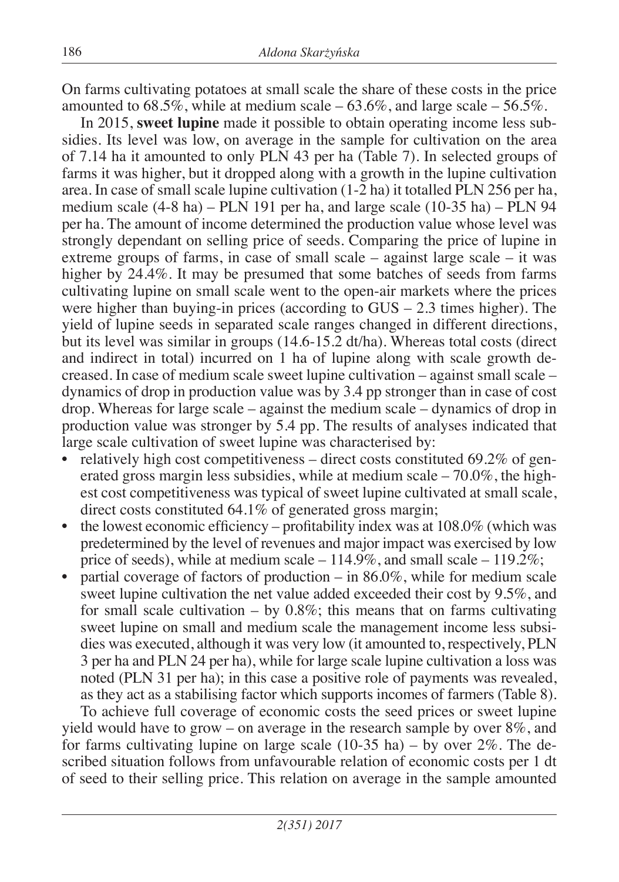On farms cultivating potatoes at small scale the share of these costs in the price amounted to 68.5%, while at medium scale – 63.6%, and large scale – 56.5%.

In 2015, **sweet lupine** made it possible to obtain operating income less subsidies. Its level was low, on average in the sample for cultivation on the area of 7.14 ha it amounted to only PLN 43 per ha (Table 7). In selected groups of farms it was higher, but it dropped along with a growth in the lupine cultivation area. In case of small scale lupine cultivation (1-2 ha) it totalled PLN 256 per ha, medium scale (4-8 ha) – PLN 191 per ha, and large scale (10-35 ha) – PLN 94 per ha. The amount of income determined the production value whose level was strongly dependant on selling price of seeds. Comparing the price of lupine in extreme groups of farms, in case of small scale – against large scale – it was higher by 24.4%. It may be presumed that some batches of seeds from farms cultivating lupine on small scale went to the open-air markets where the prices were higher than buying-in prices (according to GUS – 2.3 times higher). The yield of lupine seeds in separated scale ranges changed in different directions, but its level was similar in groups (14.6-15.2 dt/ha). Whereas total costs (direct and indirect in total) incurred on 1 ha of lupine along with scale growth decreased. In case of medium scale sweet lupine cultivation – against small scale – dynamics of drop in production value was by 3.4 pp stronger than in case of cost drop. Whereas for large scale – against the medium scale – dynamics of drop in production value was stronger by 5.4 pp. The results of analyses indicated that large scale cultivation of sweet lupine was characterised by:

- relatively high cost competitiveness – direct costs constituted 69.2% of generated gross margin less subsidies, while at medium scale – 70.0%, the highest cost competitiveness was typical of sweet lupine cultivated at small scale, direct costs constituted 64.1% of generated gross margin;
- the lowest economic efficiency – profitability index was at 108.0% (which was predetermined by the level of revenues and major impact was exercised by low price of seeds), while at medium scale – 114.9%, and small scale – 119.2%;
- partial coverage of factors of production – in 86.0%, while for medium scale sweet lupine cultivation the net value added exceeded their cost by 9.5%, and for small scale cultivation – by 0.8%; this means that on farms cultivating sweet lupine on small and medium scale the management income less subsidies was executed, although it was very low (it amounted to, respectively, PLN 3 per ha and PLN 24 per ha), while for large scale lupine cultivation a loss was noted (PLN 31 per ha); in this case a positive role of payments was revealed, as they act as a stabilising factor which supports incomes of farmers (Table 8).

To achieve full coverage of economic costs the seed prices or sweet lupine yield would have to grow – on average in the research sample by over 8%, and for farms cultivating lupine on large scale (10-35 ha) – by over 2%. The described situation follows from unfavourable relation of economic costs per 1 dt of seed to their selling price. This relation on average in the sample amounted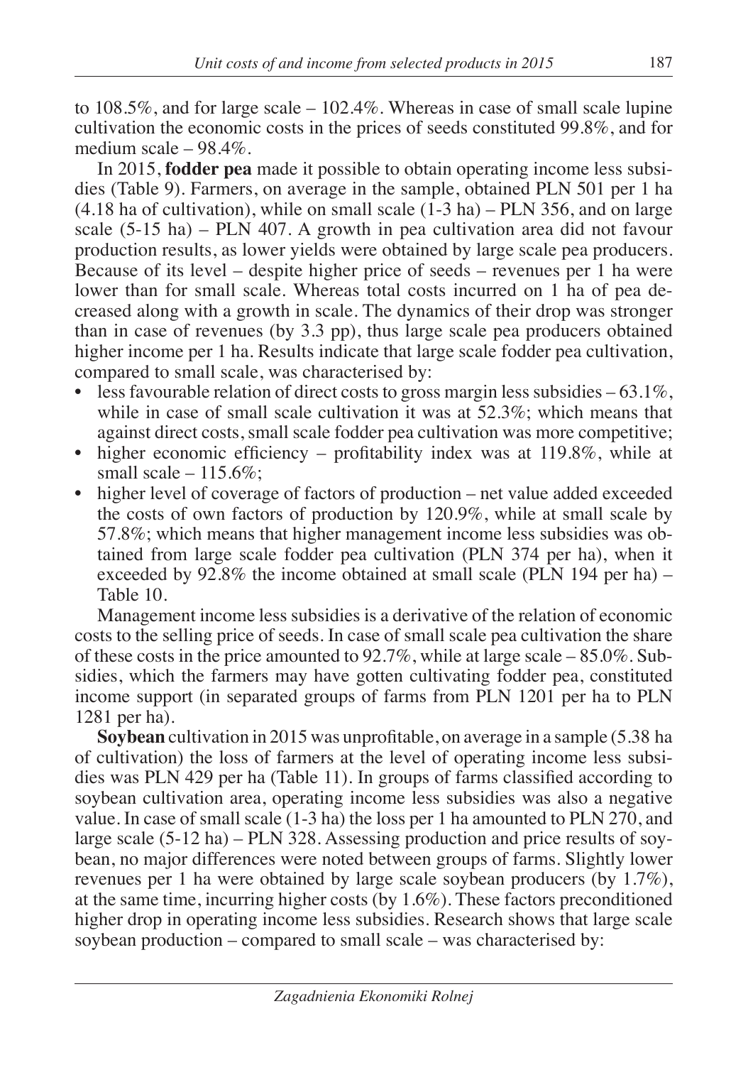to 108.5%, and for large scale – 102.4%. Whereas in case of small scale lupine cultivation the economic costs in the prices of seeds constituted 99.8%, and for medium scale – 98.4%.

In 2015, **fodder pea** made it possible to obtain operating income less subsidies (Table 9). Farmers, on average in the sample, obtained PLN 501 per 1 ha (4.18 ha of cultivation), while on small scale (1-3 ha) – PLN 356, and on large scale (5-15 ha) – PLN 407. A growth in pea cultivation area did not favour production results, as lower yields were obtained by large scale pea producers. Because of its level – despite higher price of seeds – revenues per 1 ha were lower than for small scale. Whereas total costs incurred on 1 ha of pea decreased along with a growth in scale. The dynamics of their drop was stronger than in case of revenues (by 3.3 pp), thus large scale pea producers obtained higher income per 1 ha. Results indicate that large scale fodder pea cultivation, compared to small scale, was characterised by:

- less favourable relation of direct costs to gross margin less subsidies – 63.1%, while in case of small scale cultivation it was at 52.3%; which means that against direct costs, small scale fodder pea cultivation was more competitive;
- higher economic efficiency – profitability index was at 119.8%, while at small scale – 115.6%;
- higher level of coverage of factors of production – net value added exceeded the costs of own factors of production by 120.9%, while at small scale by 57.8%; which means that higher management income less subsidies was obtained from large scale fodder pea cultivation (PLN 374 per ha), when it exceeded by 92.8% the income obtained at small scale (PLN 194 per ha) – Table 10.

Management income less subsidies is a derivative of the relation of economic costs to the selling price of seeds. In case of small scale pea cultivation the share of these costs in the price amounted to 92.7%, while at large scale – 85.0%. Subsidies, which the farmers may have gotten cultivating fodder pea, constituted income support (in separated groups of farms from PLN 1201 per ha to PLN 1281 per ha).

**Soybean** cultivation in 2015 was unprofitable, on average in a sample (5.38 ha of cultivation) the loss of farmers at the level of operating income less subsidies was PLN 429 per ha (Table 11). In groups of farms classified according to soybean cultivation area, operating income less subsidies was also a negative value. In case of small scale (1-3 ha) the loss per 1 ha amounted to PLN 270, and large scale (5-12 ha) – PLN 328. Assessing production and price results of soybean, no major differences were noted between groups of farms. Slightly lower revenues per 1 ha were obtained by large scale soybean producers (by 1.7%), at the same time, incurring higher costs (by 1.6%). These factors preconditioned higher drop in operating income less subsidies. Research shows that large scale soybean production – compared to small scale – was characterised by: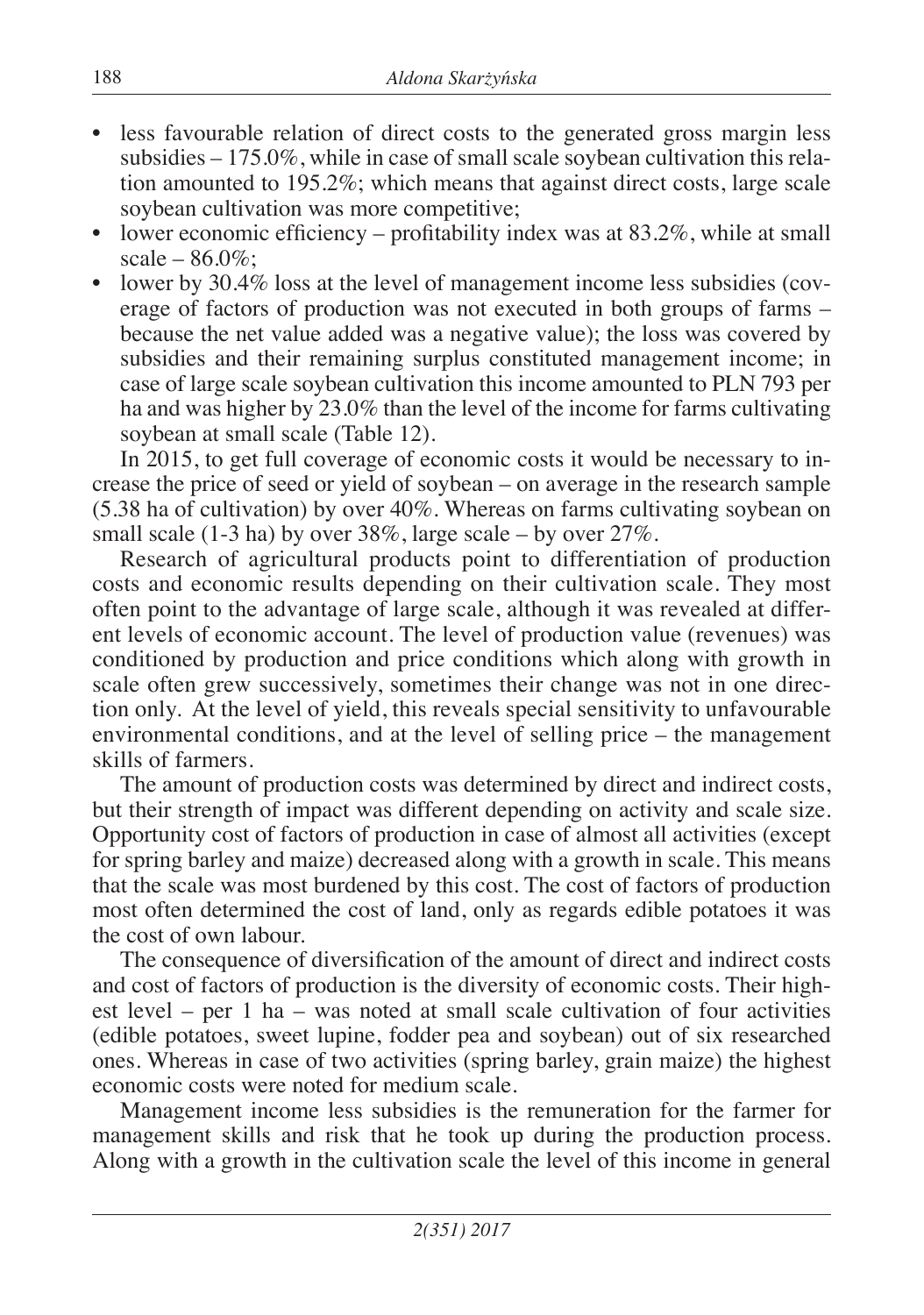- less favourable relation of direct costs to the generated gross margin less subsidies – 175.0%, while in case of small scale soybean cultivation this relation amounted to 195.2%; which means that against direct costs, large scale soybean cultivation was more competitive;
- lower economic efficiency – profitability index was at 83.2%, while at small scale – 86.0%;
- lower by 30.4% loss at the level of management income less subsidies (coverage of factors of production was not executed in both groups of farms – because the net value added was a negative value); the loss was covered by subsidies and their remaining surplus constituted management income; in case of large scale soybean cultivation this income amounted to PLN 793 per ha and was higher by 23.0% than the level of the income for farms cultivating soybean at small scale (Table 12).

In 2015, to get full coverage of economic costs it would be necessary to increase the price of seed or yield of soybean – on average in the research sample (5.38 ha of cultivation) by over 40%. Whereas on farms cultivating soybean on small scale (1-3 ha) by over 38%, large scale – by over 27%.

Research of agricultural products point to differentiation of production costs and economic results depending on their cultivation scale. They most often point to the advantage of large scale, although it was revealed at different levels of economic account. The level of production value (revenues) was conditioned by production and price conditions which along with growth in scale often grew successively, sometimes their change was not in one direction only. At the level of yield, this reveals special sensitivity to unfavourable environmental conditions, and at the level of selling price – the management skills of farmers.

The amount of production costs was determined by direct and indirect costs, but their strength of impact was different depending on activity and scale size. Opportunity cost of factors of production in case of almost all activities (except for spring barley and maize) decreased along with a growth in scale. This means that the scale was most burdened by this cost. The cost of factors of production most often determined the cost of land, only as regards edible potatoes it was the cost of own labour.

The consequence of diversification of the amount of direct and indirect costs and cost of factors of production is the diversity of economic costs. Their highest level – per 1 ha – was noted at small scale cultivation of four activities (edible potatoes, sweet lupine, fodder pea and soybean) out of six researched ones. Whereas in case of two activities (spring barley, grain maize) the highest economic costs were noted for medium scale.

Management income less subsidies is the remuneration for the farmer for management skills and risk that he took up during the production process. Along with a growth in the cultivation scale the level of this income in general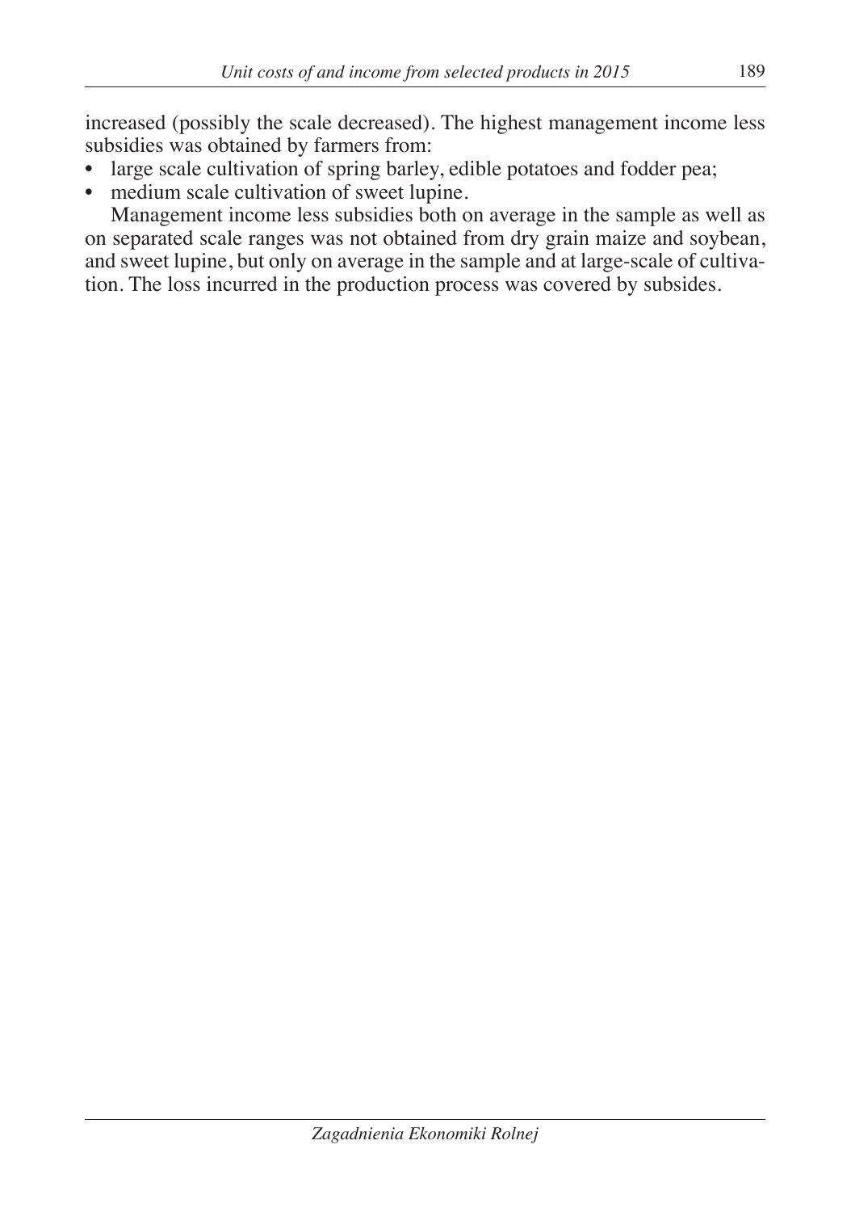increased (possibly the scale decreased). The highest management income less subsidies was obtained by farmers from:

- large scale cultivation of spring barley, edible potatoes and fodder pea;
- medium scale cultivation of sweet lupine.

Management income less subsidies both on average in the sample as well as on separated scale ranges was not obtained from dry grain maize and soybean, and sweet lupine, but only on average in the sample and at large-scale of cultivation. The loss incurred in the production process was covered by subsides.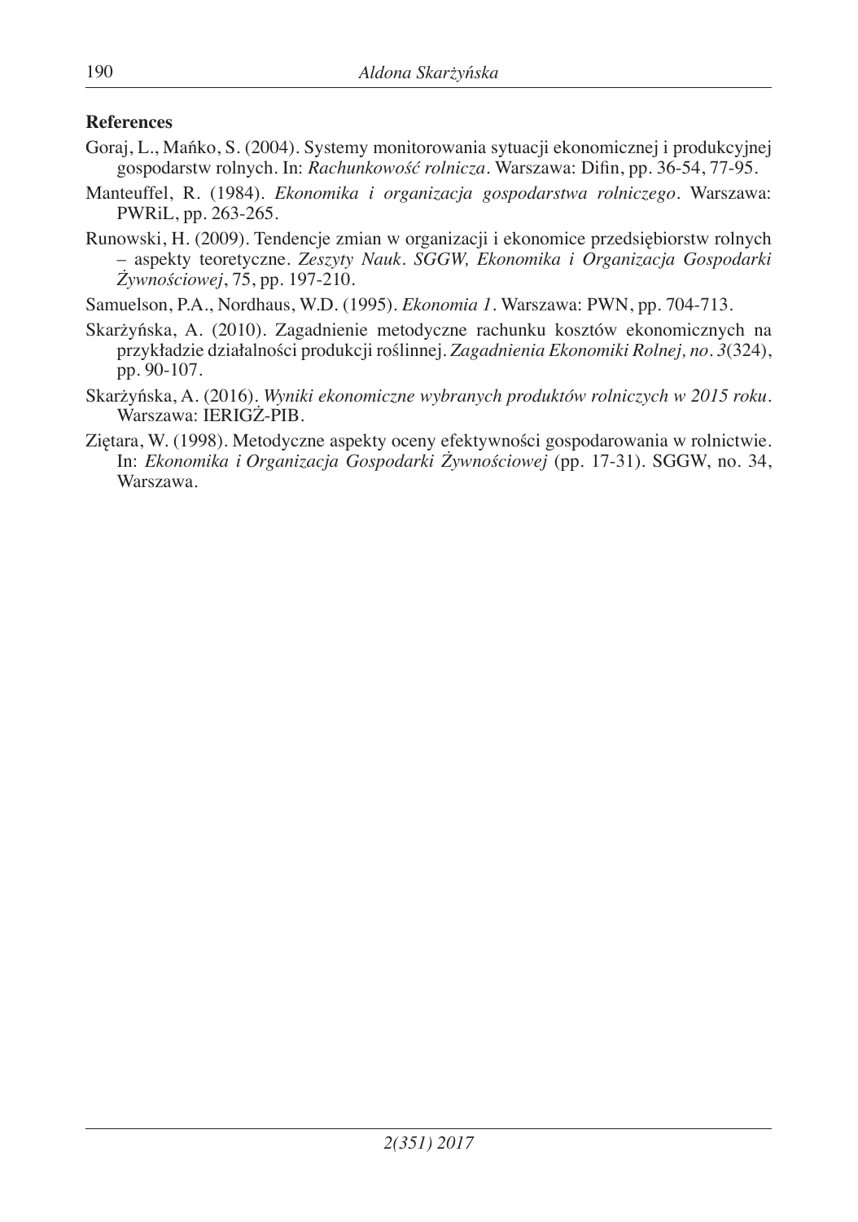**References**

Goraj, L., Mańko, S. (2004). Systemy monitorowania sytuacji ekonomicznej i produkcyjnej gospodarstw rolnych. In: *Rachunkowość rolnicza*. Warszawa: Difin, pp. 36-54, 77-95.

Manteuffel, R. (1984). *Ekonomika i organizacja gospodarstwa rolniczego*. Warszawa: PWRiL, pp. 263-265.

Runowski, H. (2009). Tendencje zmian w organizacji i ekonomice przedsiębiorstw rolnych – aspekty teoretyczne. *Zeszyty Nauk. SGGW, Ekonomika i Organizacja Gospodarki Żywnościowej*, 75, pp. 197-210.

Samuelson, P.A., Nordhaus, W.D. (1995). *Ekonomia 1*. Warszawa: PWN, pp. 704-713.

Skarżyńska, A. (2010). Zagadnienie metodyczne rachunku kosztów ekonomicznych na przykładzie działalności produkcji roślinnej. *Zagadnienia Ekonomiki Rolnej, no. 3*(324), pp. 90-107.

Skarżyńska, A. (2016). *Wyniki ekonomiczne wybranych produktów rolniczych w 2015 roku*. Warszawa: IERIGŻ-PIB.

Ziętara, W. (1998). Metodyczne aspekty oceny efektywności gospodarowania w rolnictwie. In: *Ekonomika i Organizacja Gospodarki Żywnościowej* (pp. 17-31). SGGW, no. 34, Warszawa.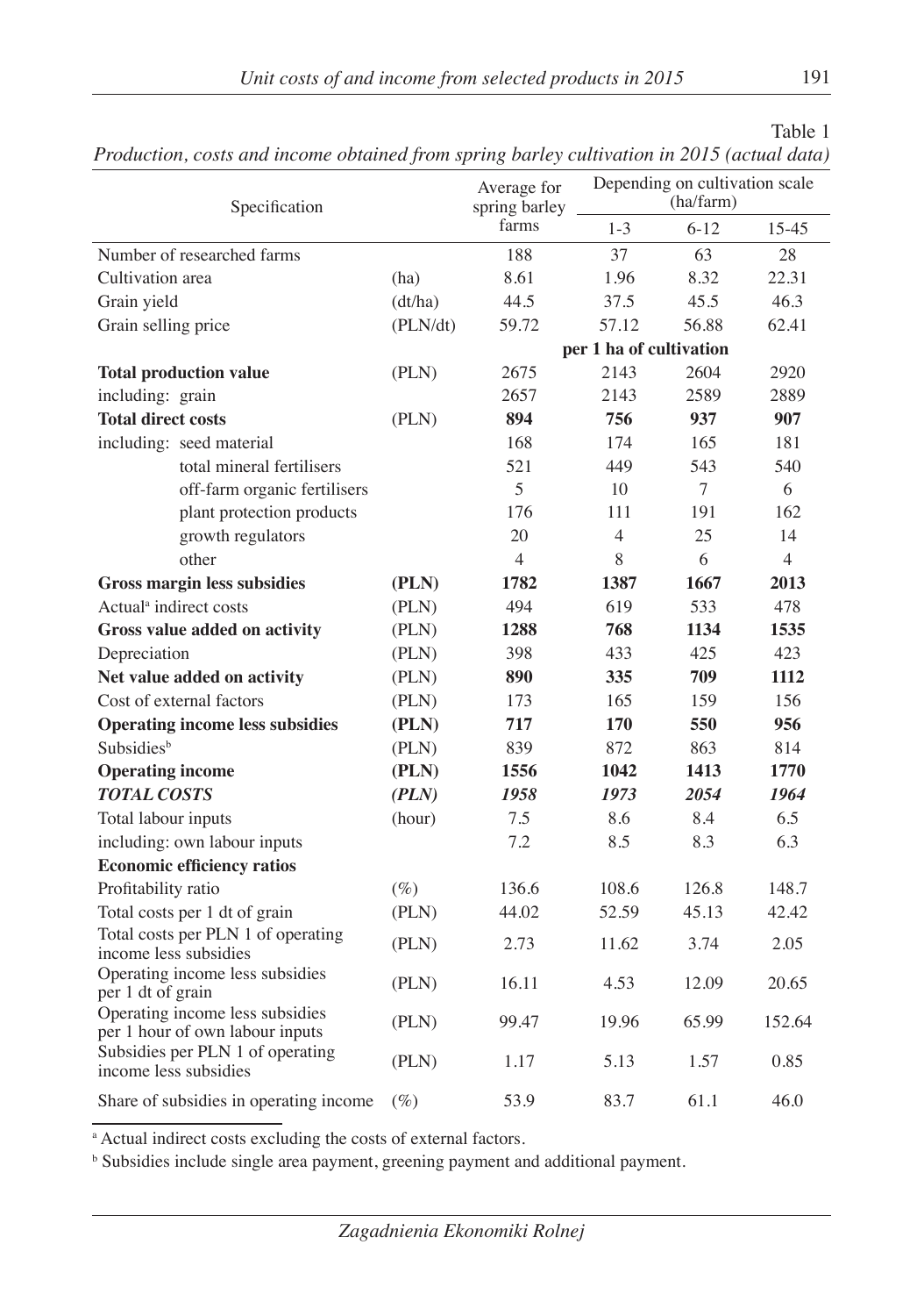Table 1

*Production, costs and income obtained from spring barley cultivation in 2015 (actual data)*

| Specification | | Average for spring barley farms | Depending on cultivation scale (ha/farm) | | |
|---|---|---|---|---|---|
| | | | 1-3 | 6-12 | 15-45 |
| Number of researched farms | | 188 | 37 | 63 | 28 |
| Cultivation area | (ha) | 8.61 | 1.96 | 8.32 | 22.31 |
| Grain yield | (dt/ha) | 44.5 | 37.5 | 45.5 | 46.3 |
| Grain selling price | (PLN/dt) | 59.72 | 57.12 | 56.88 | 62.41 |
| | | | **per 1 ha of cultivation** | | |
| **Total production value** | (PLN) | 2675 | 2143 | 2604 | 2920 |
| including: grain | | 2657 | 2143 | 2589 | 2889 |
| **Total direct costs** | (PLN) | **894** | **756** | **937** | **907** |
| including: seed material | | 168 | 174 | 165 | 181 |
| total mineral fertilisers | | 521 | 449 | 543 | 540 |
| off-farm organic fertilisers | | 5 | 10 | 7 | 6 |
| plant protection products | | 176 | 111 | 191 | 162 |
| growth regulators | | 20 | 4 | 25 | 14 |
| other | | 4 | 8 | 6 | 4 |
| **Gross margin less subsidies** | **(PLN)** | **1782** | **1387** | **1667** | **2013** |
| Actual[a] indirect costs | (PLN) | 494 | 619 | 533 | 478 |
| **Gross value added on activity** | (PLN) | **1288** | **768** | **1134** | **1535** |
| Depreciation | (PLN) | 398 | 433 | 425 | 423 |
| **Net value added on activity** | (PLN) | **890** | **335** | **709** | **1112** |
| Cost of external factors | (PLN) | 173 | 165 | 159 | 156 |
| **Operating income less subsidies** | **(PLN)** | **717** | **170** | **550** | **956** |
| Subsidies[b] | (PLN) | 839 | 872 | 863 | 814 |
| **Operating income** | **(PLN)** | **1556** | **1042** | **1413** | **1770** |
| ***TOTAL COSTS*** | ***(PLN)*** | ***1958*** | ***1973*** | ***2054*** | ***1964*** |
| Total labour inputs | (hour) | 7.5 | 8.6 | 8.4 | 6.5 |
| including: own labour inputs | | 7.2 | 8.5 | 8.3 | 6.3 |
| **Economic efficiency ratios** | | | | | |
| Profitability ratio | (%) | 136.6 | 108.6 | 126.8 | 148.7 |
| Total costs per 1 dt of grain | (PLN) | 44.02 | 52.59 | 45.13 | 42.42 |
| Total costs per PLN 1 of operating income less subsidies | (PLN) | 2.73 | 11.62 | 3.74 | 2.05 |
| Operating income less subsidies per 1 dt of grain | (PLN) | 16.11 | 4.53 | 12.09 | 20.65 |
| Operating income less subsidies per 1 hour of own labour inputs | (PLN) | 99.47 | 19.96 | 65.99 | 152.64 |
| Subsidies per PLN 1 of operating income less subsidies | (PLN) | 1.17 | 5.13 | 1.57 | 0.85 |
| Share of subsidies in operating income | (%) | 53.9 | 83.7 | 61.1 | 46.0 |

[a] Actual indirect costs excluding the costs of external factors.

[b] Subsidies include single area payment, greening payment and additional payment.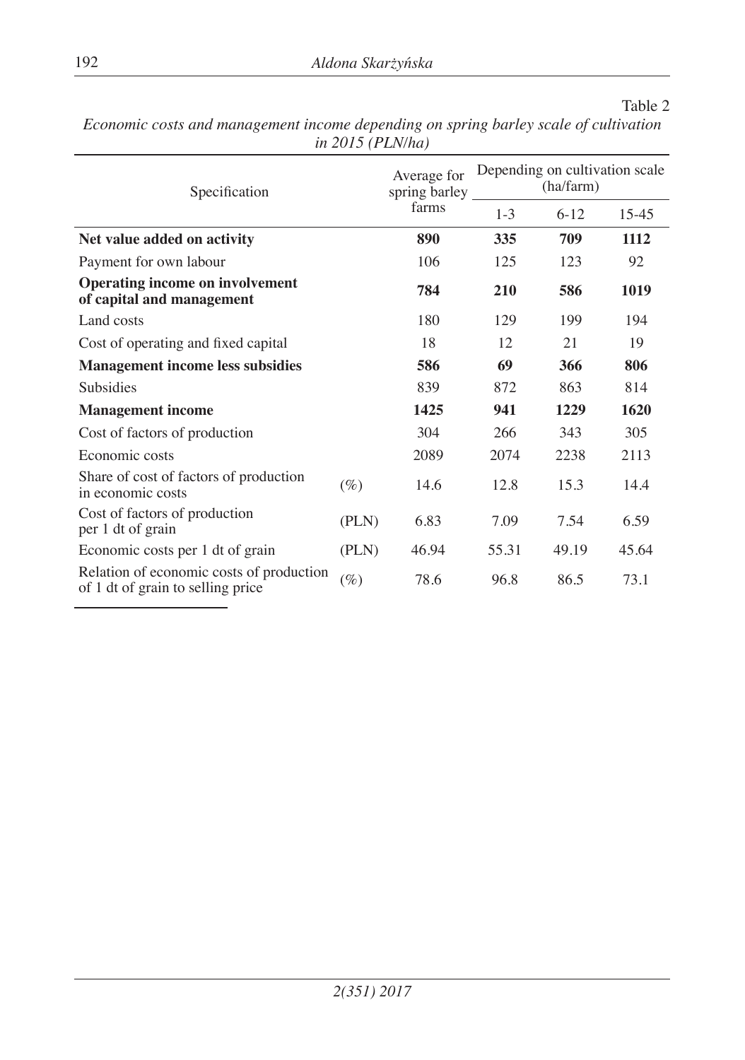Table 2

*Economic costs and management income depending on spring barley scale of cultivation in 2015 (PLN/ha)*

| Specification | | Average for spring barley farms | Depending on cultivation scale (ha/farm) | | |
|---|---|---|---|---|---|
| | | | 1-3 | 6-12 | 15-45 |
| **Net value added on activity** | | **890** | **335** | **709** | **1112** |
| Payment for own labour | | 106 | 125 | 123 | 92 |
| **Operating income on involvement of capital and management** | | **784** | **210** | **586** | **1019** |
| Land costs | | 180 | 129 | 199 | 194 |
| Cost of operating and fixed capital | | 18 | 12 | 21 | 19 |
| **Management income less subsidies** | | **586** | **69** | **366** | **806** |
| Subsidies | | 839 | 872 | 863 | 814 |
| **Management income** | | **1425** | **941** | **1229** | **1620** |
| Cost of factors of production | | 304 | 266 | 343 | 305 |
| Economic costs | | 2089 | 2074 | 2238 | 2113 |
| Share of cost of factors of production in economic costs | (%) | 14.6 | 12.8 | 15.3 | 14.4 |
| Cost of factors of production per 1 dt of grain | (PLN) | 6.83 | 7.09 | 7.54 | 6.59 |
| Economic costs per 1 dt of grain | (PLN) | 46.94 | 55.31 | 49.19 | 45.64 |
| Relation of economic costs of production of 1 dt of grain to selling price | (%) | 78.6 | 96.8 | 86.5 | 73.1 |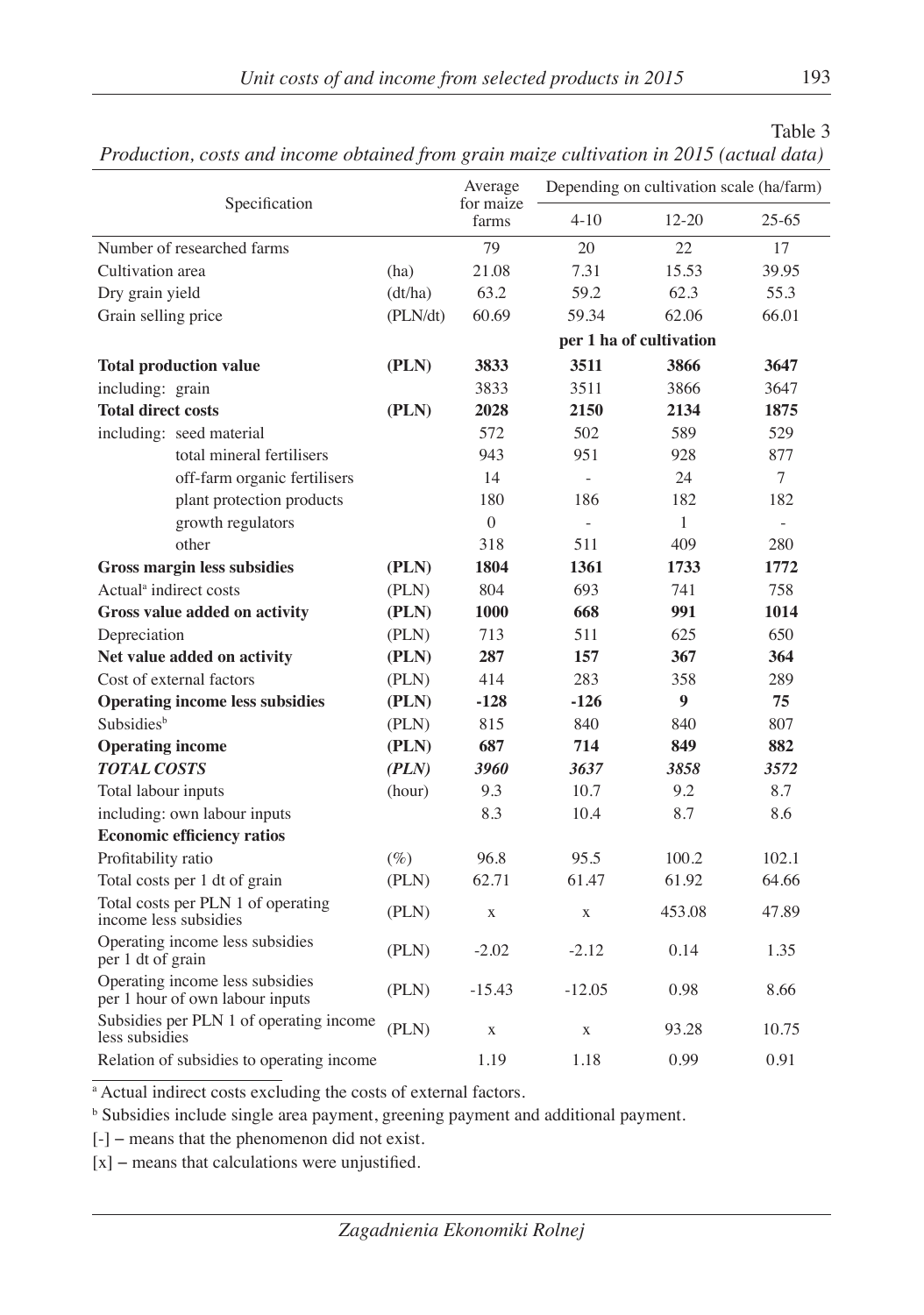Table 3

*Production, costs and income obtained from grain maize cultivation in 2015 (actual data)*

| Specification | | Average for maize farms | Depending on cultivation scale (ha/farm) | | |
|---|---|---|---|---|---|
| | | | 4-10 | 12-20 | 25-65 |
| Number of researched farms | | 79 | 20 | 22 | 17 |
| Cultivation area | (ha) | 21.08 | 7.31 | 15.53 | 39.95 |
| Dry grain yield | (dt/ha) | 63.2 | 59.2 | 62.3 | 55.3 |
| Grain selling price | (PLN/dt) | 60.69 | 59.34 | 62.06 | 66.01 |
| | | | **per 1 ha of cultivation** | | |
| **Total production value** | **(PLN)** | **3833** | **3511** | **3866** | **3647** |
| including: grain | | 3833 | 3511 | 3866 | 3647 |
| **Total direct costs** | **(PLN)** | **2028** | **2150** | **2134** | **1875** |
| including: seed material | | 572 | 502 | 589 | 529 |
| total mineral fertilisers | | 943 | 951 | 928 | 877 |
| off-farm organic fertilisers | | 14 | - | 24 | 7 |
| plant protection products | | 180 | 186 | 182 | 182 |
| growth regulators | | 0 | - | 1 | - |
| other | | 318 | 511 | 409 | 280 |
| **Gross margin less subsidies** | **(PLN)** | **1804** | **1361** | **1733** | **1772** |
| Actual[a] indirect costs | (PLN) | 804 | 693 | 741 | 758 |
| **Gross value added on activity** | **(PLN)** | **1000** | **668** | **991** | **1014** |
| Depreciation | (PLN) | 713 | 511 | 625 | 650 |
| **Net value added on activity** | **(PLN)** | **287** | **157** | **367** | **364** |
| Cost of external factors | (PLN) | 414 | 283 | 358 | 289 |
| **Operating income less subsidies** | **(PLN)** | **-128** | **-126** | **9** | **75** |
| Subsidies[b] | (PLN) | 815 | 840 | 840 | 807 |
| **Operating income** | **(PLN)** | **687** | **714** | **849** | **882** |
| ***TOTAL COSTS*** | ***(PLN)*** | ***3960*** | ***3637*** | ***3858*** | ***3572*** |
| Total labour inputs | (hour) | 9.3 | 10.7 | 9.2 | 8.7 |
| including: own labour inputs | | 8.3 | 10.4 | 8.7 | 8.6 |
| **Economic efficiency ratios** | | | | | |
| Profitability ratio | (%) | 96.8 | 95.5 | 100.2 | 102.1 |
| Total costs per 1 dt of grain | (PLN) | 62.71 | 61.47 | 61.92 | 64.66 |
| Total costs per PLN 1 of operating income less subsidies | (PLN) | x | x | 453.08 | 47.89 |
| Operating income less subsidies per 1 dt of grain | (PLN) | -2.02 | -2.12 | 0.14 | 1.35 |
| Operating income less subsidies per 1 hour of own labour inputs | (PLN) | -15.43 | -12.05 | 0.98 | 8.66 |
| Subsidies per PLN 1 of operating income less subsidies | (PLN) | x | x | 93.28 | 10.75 |
| Relation of subsidies to operating income | | 1.19 | 1.18 | 0.99 | 0.91 |

[a] Actual indirect costs excluding the costs of external factors.

[b] Subsidies include single area payment, greening payment and additional payment.

[-] – means that the phenomenon did not exist.

[x] – means that calculations were unjustified.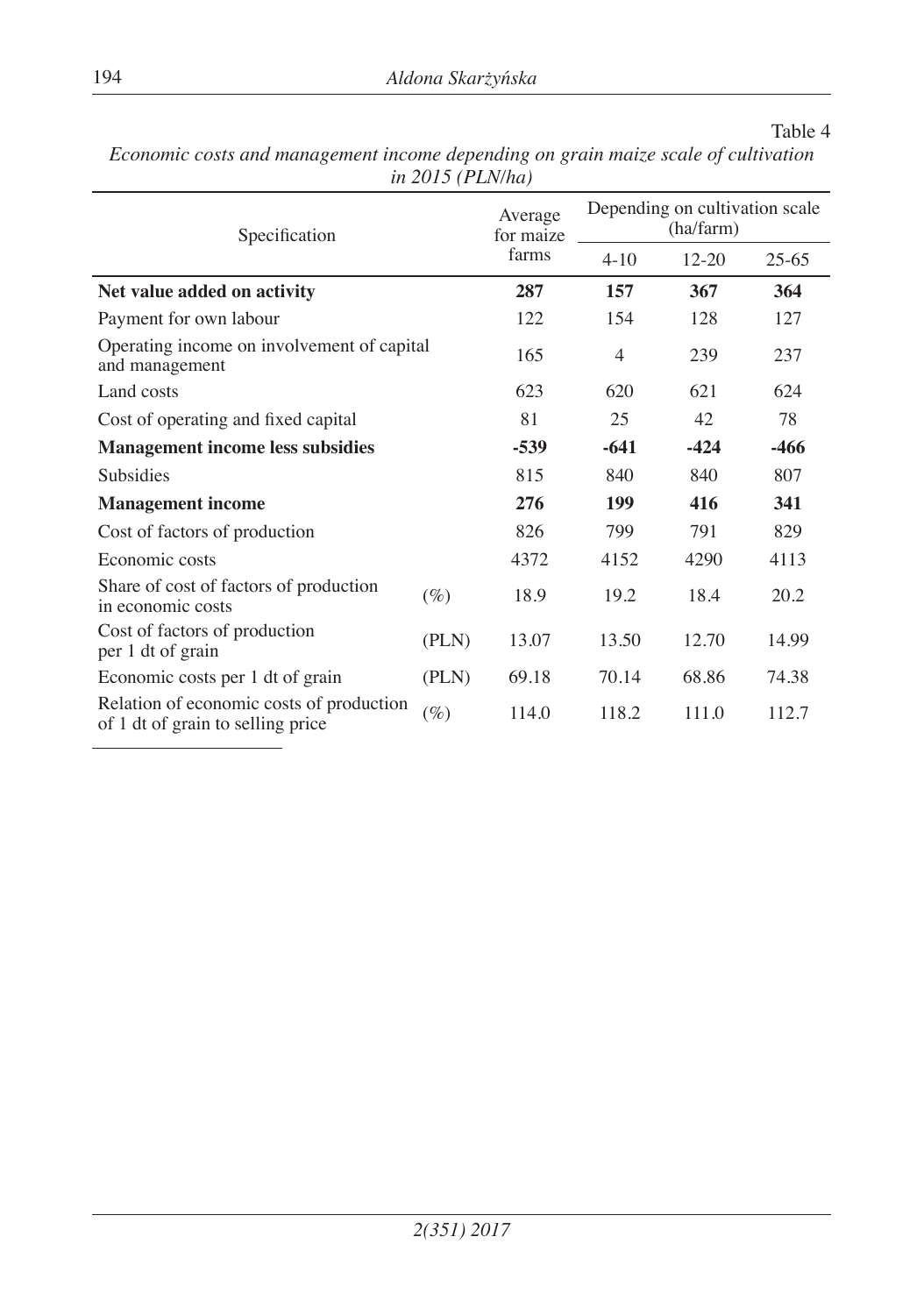Table 4

*Economic costs and management income depending on grain maize scale of cultivation in 2015 (PLN/ha)*

| Specification | | Average for maize farms | Depending on cultivation scale (ha/farm) | | |
|---|---|---|---|---|---|
| | | | 4-10 | 12-20 | 25-65 |
| **Net value added on activity** | | **287** | **157** | **367** | **364** |
| Payment for own labour | | 122 | 154 | 128 | 127 |
| Operating income on involvement of capital and management | | 165 | 4 | 239 | 237 |
| Land costs | | 623 | 620 | 621 | 624 |
| Cost of operating and fixed capital | | 81 | 25 | 42 | 78 |
| **Management income less subsidies** | | **-539** | **-641** | **-424** | **-466** |
| Subsidies | | 815 | 840 | 840 | 807 |
| **Management income** | | **276** | **199** | **416** | **341** |
| Cost of factors of production | | 826 | 799 | 791 | 829 |
| Economic costs | | 4372 | 4152 | 4290 | 4113 |
| Share of cost of factors of production in economic costs | (%) | 18.9 | 19.2 | 18.4 | 20.2 |
| Cost of factors of production per 1 dt of grain | (PLN) | 13.07 | 13.50 | 12.70 | 14.99 |
| Economic costs per 1 dt of grain | (PLN) | 69.18 | 70.14 | 68.86 | 74.38 |
| Relation of economic costs of production of 1 dt of grain to selling price | (%) | 114.0 | 118.2 | 111.0 | 112.7 |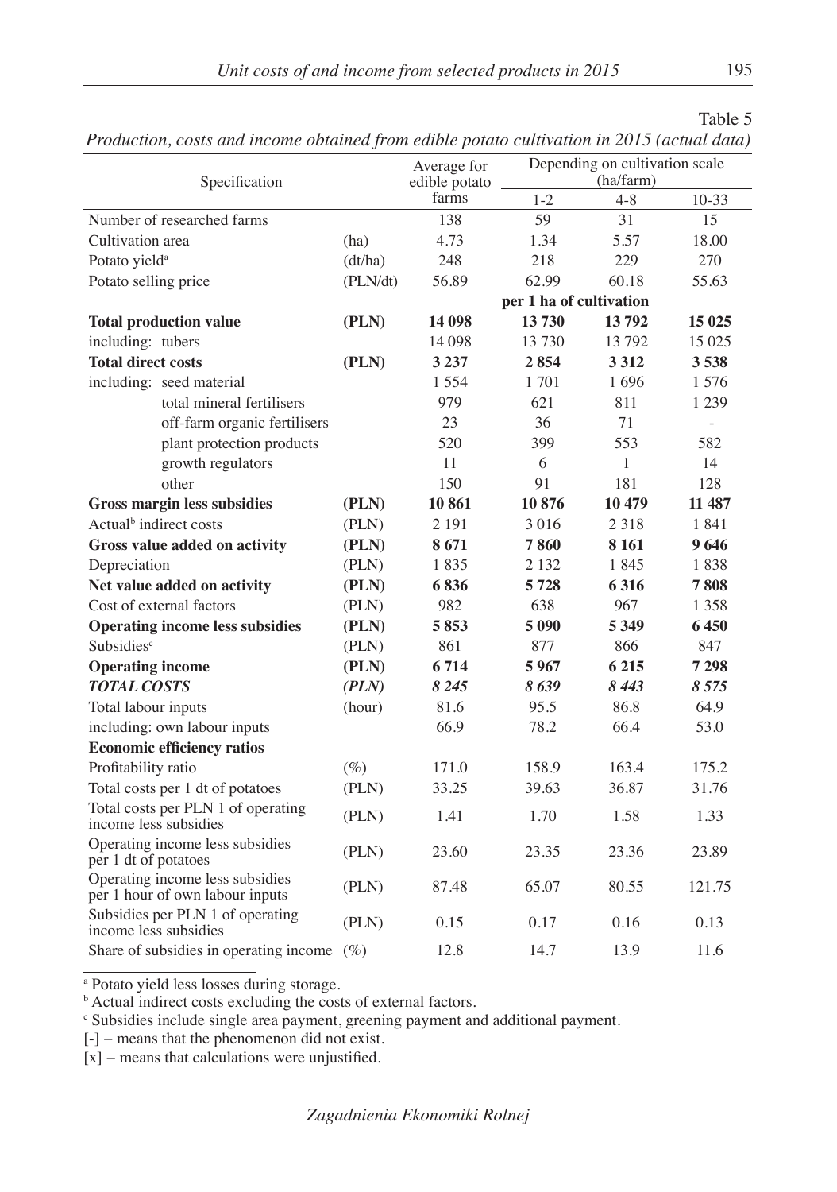Table 5

*Production, costs and income obtained from edible potato cultivation in 2015 (actual data)*

| Specification | | Average for edible potato farms | Depending on cultivation scale (ha/farm) | | |
|---|---|---|---|---|---|
| | | | 1-2 | 4-8 | 10-33 |
| Number of researched farms | | 138 | 59 | 31 | 15 |
| Cultivation area | (ha) | 4.73 | 1.34 | 5.57 | 18.00 |
| Potato yield[a] | (dt/ha) | 248 | 218 | 229 | 270 |
| Potato selling price | (PLN/dt) | 56.89 | 62.99 | 60.18 | 55.63 |
| | | | **per 1 ha of cultivation** | | |
| **Total production value** | **(PLN)** | **14 098** | **13 730** | **13 792** | **15 025** |
| including: tubers | | 14 098 | 13 730 | 13 792 | 15 025 |
| **Total direct costs** | **(PLN)** | **3 237** | **2 854** | **3 312** | **3 538** |
| including: seed material | | 1 554 | 1 701 | 1 696 | 1 576 |
| total mineral fertilisers | | 979 | 621 | 811 | 1 239 |
| off-farm organic fertilisers | | 23 | 36 | 71 | - |
| plant protection products | | 520 | 399 | 553 | 582 |
| growth regulators | | 11 | 6 | 1 | 14 |
| other | | 150 | 91 | 181 | 128 |
| **Gross margin less subsidies** | **(PLN)** | **10 861** | **10 876** | **10 479** | **11 487** |
| Actual[b] indirect costs | (PLN) | 2 191 | 3 016 | 2 318 | 1 841 |
| **Gross value added on activity** | **(PLN)** | **8 671** | **7 860** | **8 161** | **9 646** |
| Depreciation | (PLN) | 1 835 | 2 132 | 1 845 | 1 838 |
| **Net value added on activity** | **(PLN)** | **6 836** | **5 728** | **6 316** | **7 808** |
| Cost of external factors | (PLN) | 982 | 638 | 967 | 1 358 |
| **Operating income less subsidies** | **(PLN)** | **5 853** | **5 090** | **5 349** | **6 450** |
| Subsidies[c] | (PLN) | 861 | 877 | 866 | 847 |
| **Operating income** | **(PLN)** | **6 714** | **5 967** | **6 215** | **7 298** |
| ***TOTAL COSTS*** | ***(PLN)*** | ***8 245*** | ***8 639*** | ***8 443*** | ***8 575*** |
| Total labour inputs | (hour) | 81.6 | 95.5 | 86.8 | 64.9 |
| including: own labour inputs | | 66.9 | 78.2 | 66.4 | 53.0 |
| **Economic efficiency ratios** | | | | | |
| Profitability ratio | (%) | 171.0 | 158.9 | 163.4 | 175.2 |
| Total costs per 1 dt of potatoes | (PLN) | 33.25 | 39.63 | 36.87 | 31.76 |
| Total costs per PLN 1 of operating income less subsidies | (PLN) | 1.41 | 1.70 | 1.58 | 1.33 |
| Operating income less subsidies per 1 dt of potatoes | (PLN) | 23.60 | 23.35 | 23.36 | 23.89 |
| Operating income less subsidies per 1 hour of own labour inputs | (PLN) | 87.48 | 65.07 | 80.55 | 121.75 |
| Subsidies per PLN 1 of operating income less subsidies | (PLN) | 0.15 | 0.17 | 0.16 | 0.13 |
| Share of subsidies in operating income | (%) | 12.8 | 14.7 | 13.9 | 11.6 |

[a] Potato yield less losses during storage.

[b] Actual indirect costs excluding the costs of external factors.

[c] Subsidies include single area payment, greening payment and additional payment.

[-] – means that the phenomenon did not exist.

[x] – means that calculations were unjustified.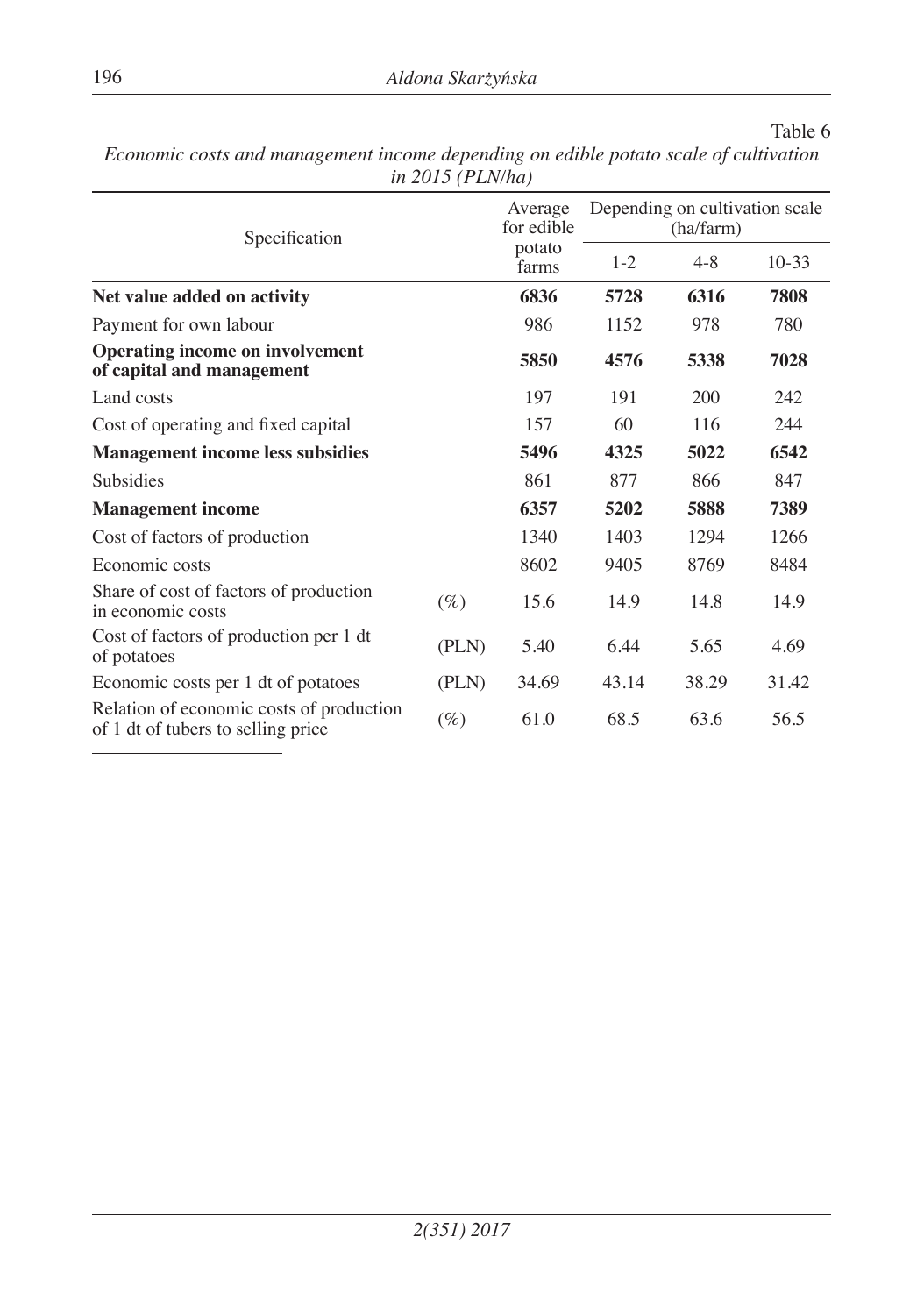Table 6

*Economic costs and management income depending on edible potato scale of cultivation in 2015 (PLN/ha)*

| Specification | | Average for edible potato farms | Depending on cultivation scale (ha/farm) | | |
|---|---|---|---|---|---|
| | | | 1-2 | 4-8 | 10-33 |
| **Net value added on activity** | | **6836** | **5728** | **6316** | **7808** |
| Payment for own labour | | 986 | 1152 | 978 | 780 |
| **Operating income on involvement of capital and management** | | **5850** | **4576** | **5338** | **7028** |
| Land costs | | 197 | 191 | 200 | 242 |
| Cost of operating and fixed capital | | 157 | 60 | 116 | 244 |
| **Management income less subsidies** | | **5496** | **4325** | **5022** | **6542** |
| Subsidies | | 861 | 877 | 866 | 847 |
| **Management income** | | **6357** | **5202** | **5888** | **7389** |
| Cost of factors of production | | 1340 | 1403 | 1294 | 1266 |
| Economic costs | | 8602 | 9405 | 8769 | 8484 |
| Share of cost of factors of production in economic costs | (%) | 15.6 | 14.9 | 14.8 | 14.9 |
| Cost of factors of production per 1 dt of potatoes | (PLN) | 5.40 | 6.44 | 5.65 | 4.69 |
| Economic costs per 1 dt of potatoes | (PLN) | 34.69 | 43.14 | 38.29 | 31.42 |
| Relation of economic costs of production of 1 dt of tubers to selling price | (%) | 61.0 | 68.5 | 63.6 | 56.5 |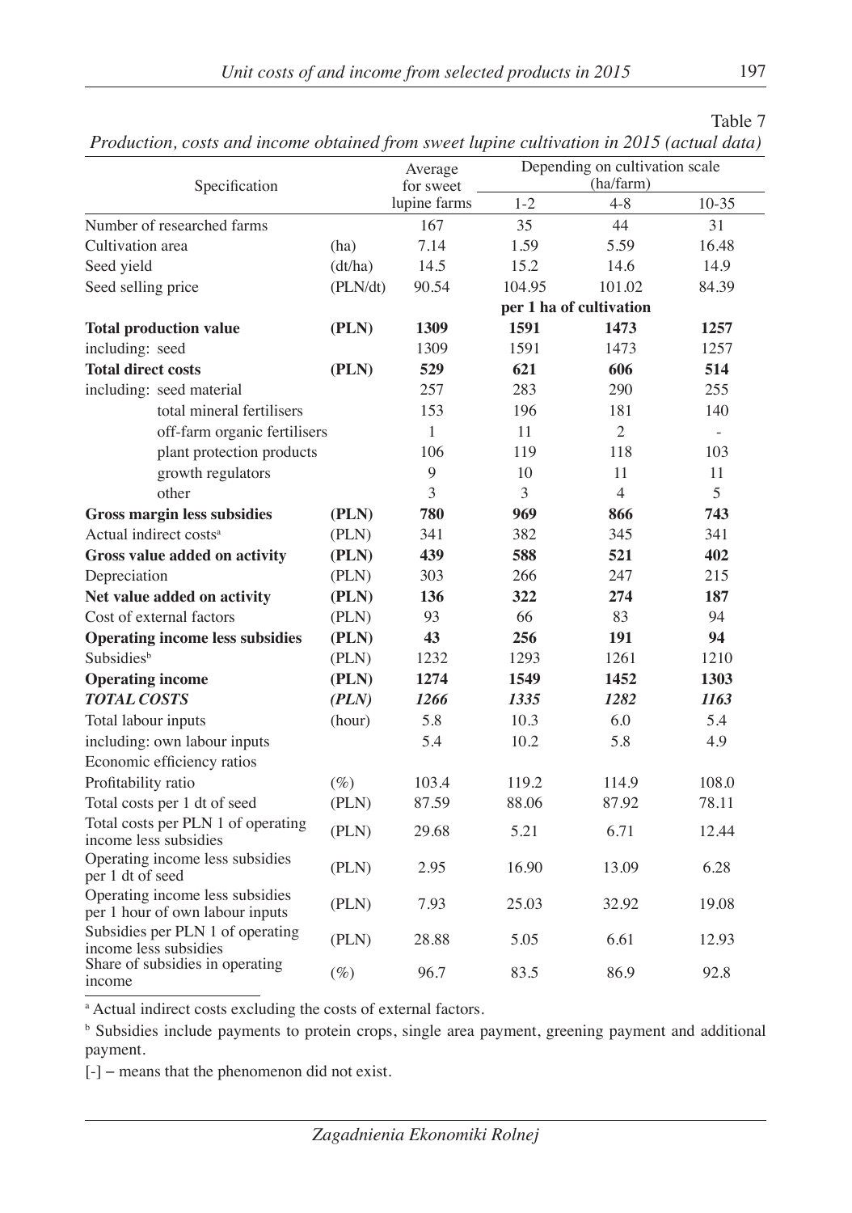Table 7

*Production, costs and income obtained from sweet lupine cultivation in 2015 (actual data)*

| Specification | | Average for sweet lupine farms | Depending on cultivation scale (ha/farm) | | |
|---|---|---|---|---|---|
| | | | 1-2 | 4-8 | 10-35 |
| Number of researched farms | | 167 | 35 | 44 | 31 |
| Cultivation area | (ha) | 7.14 | 1.59 | 5.59 | 16.48 |
| Seed yield | (dt/ha) | 14.5 | 15.2 | 14.6 | 14.9 |
| Seed selling price | (PLN/dt) | 90.54 | 104.95 | 101.02 | 84.39 |
| | | | per 1 ha of cultivation | | |
| **Total production value** | **(PLN)** | **1309** | **1591** | **1473** | **1257** |
| including: seed | | 1309 | 1591 | 1473 | 1257 |
| **Total direct costs** | **(PLN)** | **529** | **621** | **606** | **514** |
| including: seed material | | 257 | 283 | 290 | 255 |
| total mineral fertilisers | | 153 | 196 | 181 | 140 |
| off-farm organic fertilisers | | 1 | 11 | 2 | - |
| plant protection products | | 106 | 119 | 118 | 103 |
| growth regulators | | 9 | 10 | 11 | 11 |
| other | | 3 | 3 | 4 | 5 |
| **Gross margin less subsidies** | **(PLN)** | **780** | **969** | **866** | **743** |
| Actual indirect costs[a] | (PLN) | 341 | 382 | 345 | 341 |
| **Gross value added on activity** | **(PLN)** | **439** | **588** | **521** | **402** |
| Depreciation | (PLN) | 303 | 266 | 247 | 215 |
| **Net value added on activity** | **(PLN)** | **136** | **322** | **274** | **187** |
| Cost of external factors | (PLN) | 93 | 66 | 83 | 94 |
| **Operating income less subsidies** | **(PLN)** | **43** | **256** | **191** | **94** |
| Subsidies[b] | (PLN) | 1232 | 1293 | 1261 | 1210 |
| **Operating income** | **(PLN)** | **1274** | **1549** | **1452** | **1303** |
| ***TOTAL COSTS*** | ***(PLN)*** | ***1266*** | ***1335*** | ***1282*** | ***1163*** |
| Total labour inputs | (hour) | 5.8 | 10.3 | 6.0 | 5.4 |
| including: own labour inputs | | 5.4 | 10.2 | 5.8 | 4.9 |
| Economic efficiency ratios | | | | | |
| Profitability ratio | (%) | 103.4 | 119.2 | 114.9 | 108.0 |
| Total costs per 1 dt of seed | (PLN) | 87.59 | 88.06 | 87.92 | 78.11 |
| Total costs per PLN 1 of operating income less subsidies | (PLN) | 29.68 | 5.21 | 6.71 | 12.44 |
| Operating income less subsidies per 1 dt of seed | (PLN) | 2.95 | 16.90 | 13.09 | 6.28 |
| Operating income less subsidies per 1 hour of own labour inputs | (PLN) | 7.93 | 25.03 | 32.92 | 19.08 |
| Subsidies per PLN 1 of operating income less subsidies | (PLN) | 28.88 | 5.05 | 6.61 | 12.93 |
| Share of subsidies in operating income | (%) | 96.7 | 83.5 | 86.9 | 92.8 |

[a] Actual indirect costs excluding the costs of external factors.

[b] Subsidies include payments to protein crops, single area payment, greening payment and additional payment.

[-] – means that the phenomenon did not exist.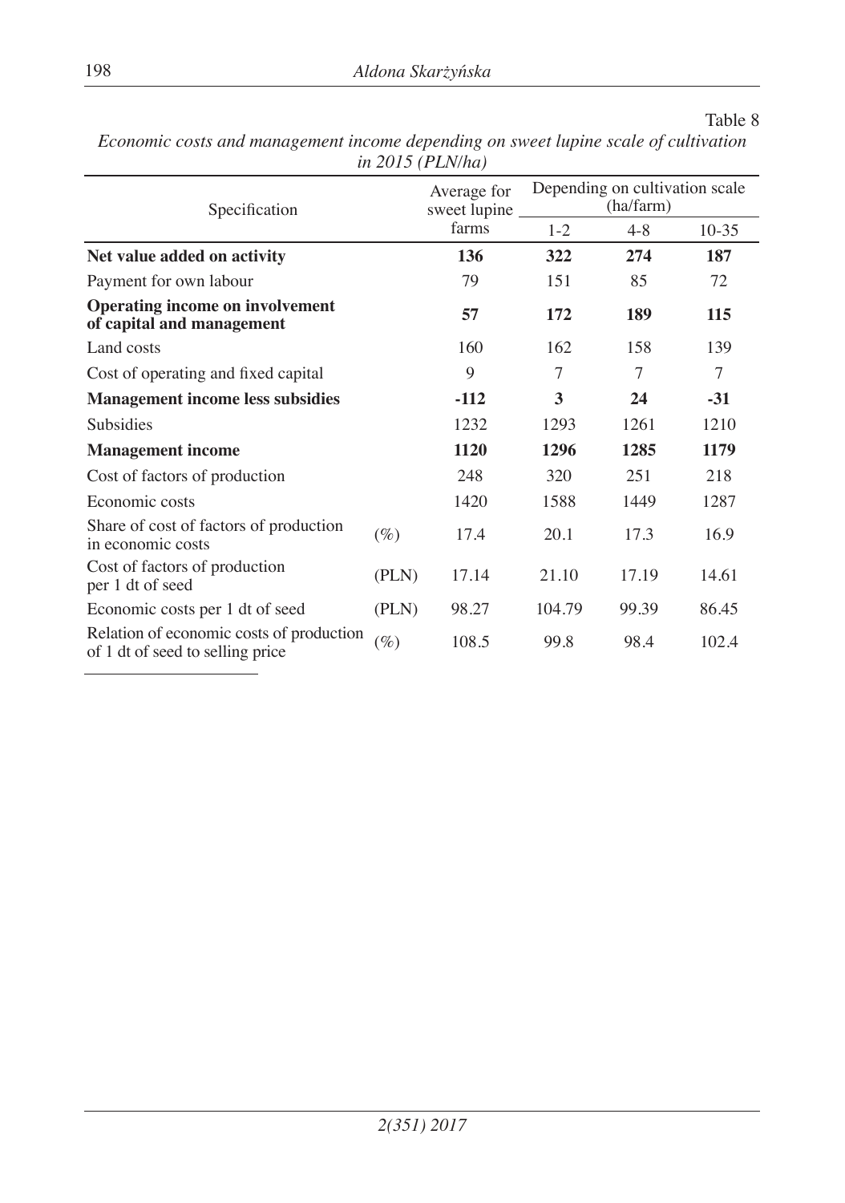Table 8

*Economic costs and management income depending on sweet lupine scale of cultivation in 2015 (PLN/ha)*

| Specification | | Average for sweet lupine farms | Depending on cultivation scale (ha/farm) | | |
|---|---|---|---|---|---|
| | | | 1-2 | 4-8 | 10-35 |
| **Net value added on activity** | | **136** | **322** | **274** | **187** |
| Payment for own labour | | 79 | 151 | 85 | 72 |
| **Operating income on involvement of capital and management** | | **57** | **172** | **189** | **115** |
| Land costs | | 160 | 162 | 158 | 139 |
| Cost of operating and fixed capital | | 9 | 7 | 7 | 7 |
| **Management income less subsidies** | | **-112** | **3** | **24** | **-31** |
| Subsidies | | 1232 | 1293 | 1261 | 1210 |
| **Management income** | | **1120** | **1296** | **1285** | **1179** |
| Cost of factors of production | | 248 | 320 | 251 | 218 |
| Economic costs | | 1420 | 1588 | 1449 | 1287 |
| Share of cost of factors of production in economic costs | (%) | 17.4 | 20.1 | 17.3 | 16.9 |
| Cost of factors of production per 1 dt of seed | (PLN) | 17.14 | 21.10 | 17.19 | 14.61 |
| Economic costs per 1 dt of seed | (PLN) | 98.27 | 104.79 | 99.39 | 86.45 |
| Relation of economic costs of production of 1 dt of seed to selling price | (%) | 108.5 | 99.8 | 98.4 | 102.4 |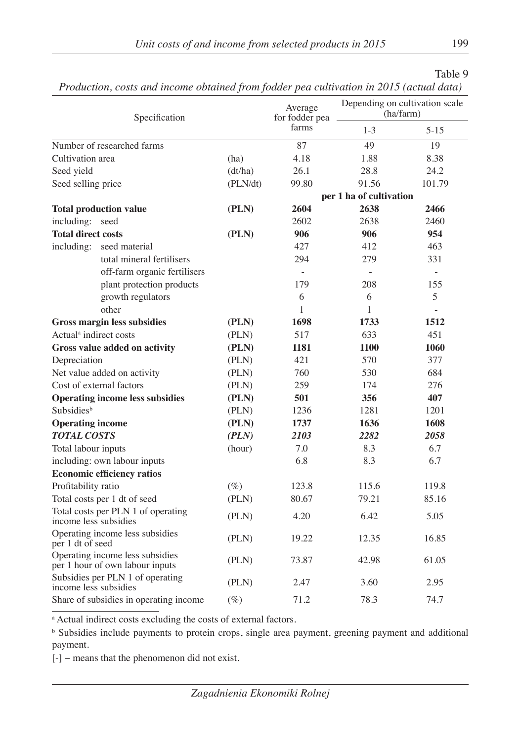Table 9

*Production, costs and income obtained from fodder pea cultivation in 2015 (actual data)*

| Specification | | Average for fodder pea farms | Depending on cultivation scale (ha/farm) | |
|---|---|---|---|---|
| | | | 1-3 | 5-15 |
| Number of researched farms | | 87 | 49 | 19 |
| Cultivation area | (ha) | 4.18 | 1.88 | 8.38 |
| Seed yield | (dt/ha) | 26.1 | 28.8 | 24.2 |
| Seed selling price | (PLN/dt) | 99.80 | 91.56 | 101.79 |
| | | **per 1 ha of cultivation** | | |
| **Total production value** | **(PLN)** | **2604** | **2638** | **2466** |
| including: seed | | 2602 | 2638 | 2460 |
| **Total direct costs** | **(PLN)** | **906** | **906** | **954** |
| including: seed material | | 427 | 412 | 463 |
| total mineral fertilisers | | 294 | 279 | 331 |
| off-farm organic fertilisers | | - | - | - |
| plant protection products | | 179 | 208 | 155 |
| growth regulators | | 6 | 6 | 5 |
| other | | 1 | 1 | - |
| **Gross margin less subsidies** | **(PLN)** | **1698** | **1733** | **1512** |
| Actual[a] indirect costs | (PLN) | 517 | 633 | 451 |
| **Gross value added on activity** | **(PLN)** | **1181** | **1100** | **1060** |
| Depreciation | (PLN) | 421 | 570 | 377 |
| Net value added on activity | (PLN) | 760 | 530 | 684 |
| Cost of external factors | (PLN) | 259 | 174 | 276 |
| **Operating income less subsidies** | **(PLN)** | **501** | **356** | **407** |
| Subsidies[b] | (PLN) | 1236 | 1281 | 1201 |
| **Operating income** | **(PLN)** | **1737** | **1636** | **1608** |
| ***TOTAL COSTS*** | ***(PLN)*** | ***2103*** | ***2282*** | ***2058*** |
| Total labour inputs | (hour) | 7.0 | 8.3 | 6.7 |
| including: own labour inputs | | 6.8 | 8.3 | 6.7 |
| **Economic efficiency ratios** | | | | |
| Profitability ratio | (%) | 123.8 | 115.6 | 119.8 |
| Total costs per 1 dt of seed | (PLN) | 80.67 | 79.21 | 85.16 |
| Total costs per PLN 1 of operating income less subsidies | (PLN) | 4.20 | 6.42 | 5.05 |
| Operating income less subsidies per 1 dt of seed | (PLN) | 19.22 | 12.35 | 16.85 |
| Operating income less subsidies per 1 hour of own labour inputs | (PLN) | 73.87 | 42.98 | 61.05 |
| Subsidies per PLN 1 of operating income less subsidies | (PLN) | 2.47 | 3.60 | 2.95 |
| Share of subsidies in operating income | (%) | 71.2 | 78.3 | 74.7 |

[a] Actual indirect costs excluding the costs of external factors.

[b] Subsidies include payments to protein crops, single area payment, greening payment and additional payment.

[-] – means that the phenomenon did not exist.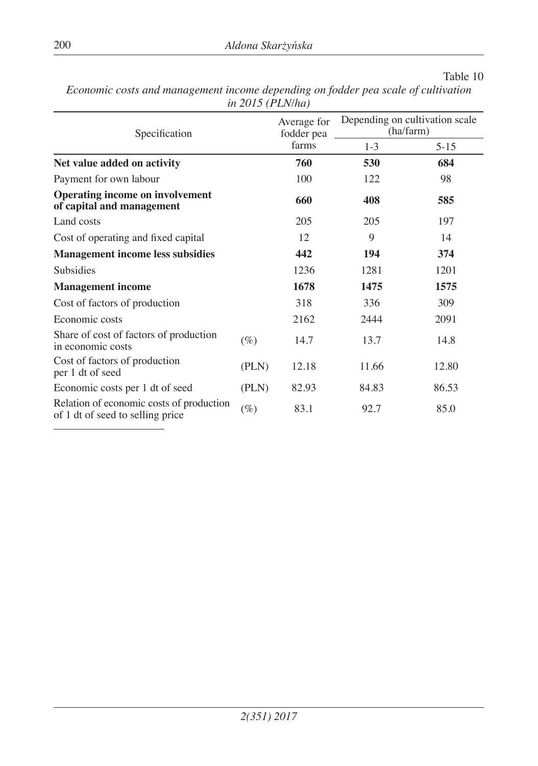Table 10

*Economic costs and management income depending on fodder pea scale of cultivation in 2015 (PLN/ha)*

| Specification | | Average for fodder pea farms | Depending on cultivation scale (ha/farm) | |
|---|---|---|---|---|
| | | | 1-3 | 5-15 |
| **Net value added on activity** | | **760** | **530** | **684** |
| Payment for own labour | | 100 | 122 | 98 |
| **Operating income on involvement of capital and management** | | **660** | **408** | **585** |
| Land costs | | 205 | 205 | 197 |
| Cost of operating and fixed capital | | 12 | 9 | 14 |
| **Management income less subsidies** | | **442** | **194** | **374** |
| Subsidies | | 1236 | 1281 | 1201 |
| **Management income** | | **1678** | **1475** | **1575** |
| Cost of factors of production | | 318 | 336 | 309 |
| Economic costs | | 2162 | 2444 | 2091 |
| Share of cost of factors of production in economic costs | (%) | 14.7 | 13.7 | 14.8 |
| Cost of factors of production per 1 dt of seed | (PLN) | 12.18 | 11.66 | 12.80 |
| Economic costs per 1 dt of seed | (PLN) | 82.93 | 84.83 | 86.53 |
| Relation of economic costs of production of 1 dt of seed to selling price | (%) | 83.1 | 92.7 | 85.0 |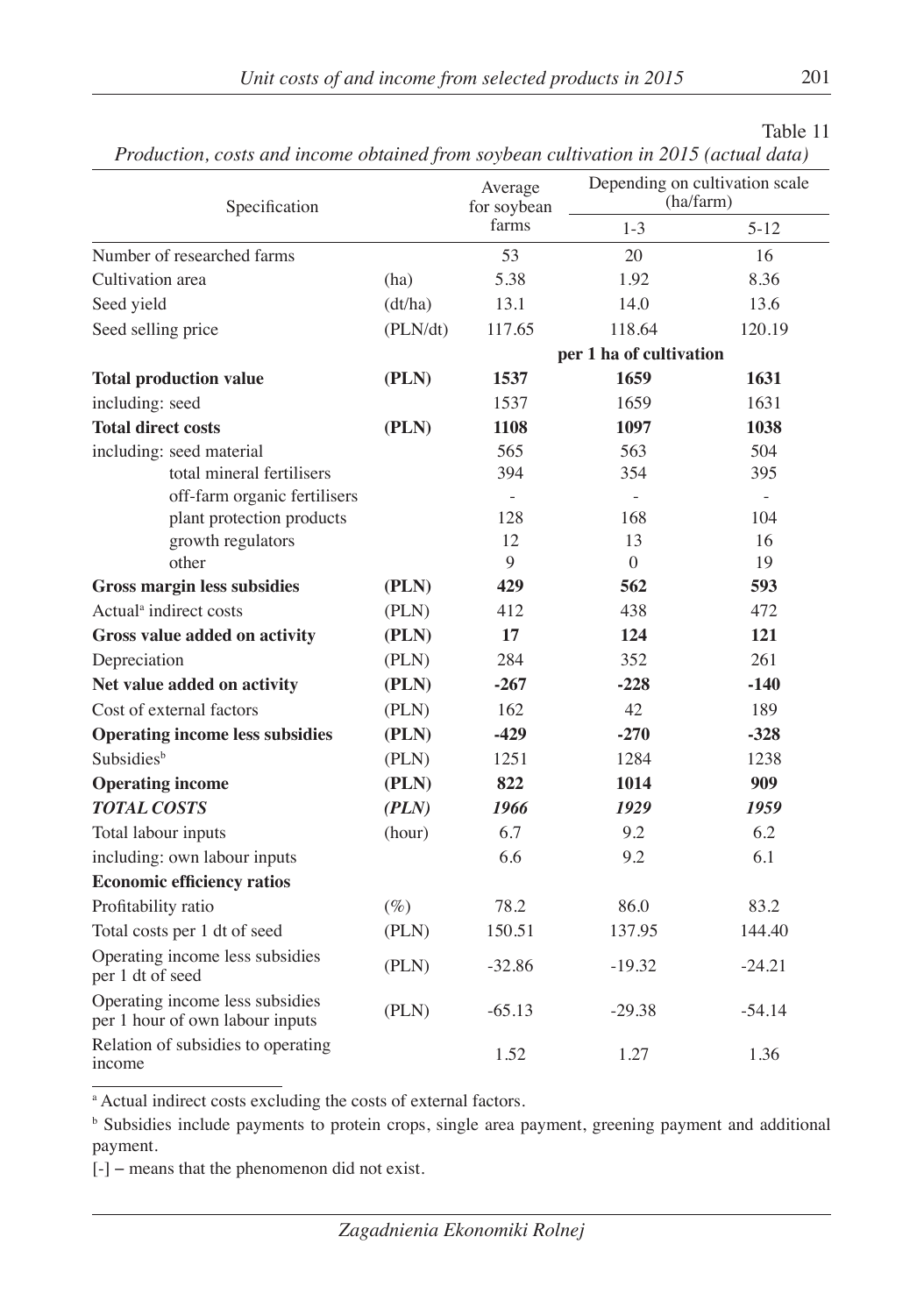Table 11

*Production, costs and income obtained from soybean cultivation in 2015 (actual data)*

| Specification | | Average for soybean farms | Depending on cultivation scale (ha/farm) | |
|---|---|---|---|---|
| | | | 1-3 | 5-12 |
| Number of researched farms | | 53 | 20 | 16 |
| Cultivation area | (ha) | 5.38 | 1.92 | 8.36 |
| Seed yield | (dt/ha) | 13.1 | 14.0 | 13.6 |
| Seed selling price | (PLN/dt) | 117.65 | 118.64 | 120.19 |
| | | **per 1 ha of cultivation** | | |
| **Total production value** | **(PLN)** | **1537** | **1659** | **1631** |
| including: seed | | 1537 | 1659 | 1631 |
| **Total direct costs** | **(PLN)** | **1108** | **1097** | **1038** |
| including: seed material | | 565 | 563 | 504 |
| total mineral fertilisers | | 394 | 354 | 395 |
| off-farm organic fertilisers | | - | - | - |
| plant protection products | | 128 | 168 | 104 |
| growth regulators | | 12 | 13 | 16 |
| other | | 9 | 0 | 19 |
| **Gross margin less subsidies** | **(PLN)** | **429** | **562** | **593** |
| Actual[a] indirect costs | (PLN) | 412 | 438 | 472 |
| **Gross value added on activity** | **(PLN)** | **17** | **124** | **121** |
| Depreciation | (PLN) | 284 | 352 | 261 |
| **Net value added on activity** | **(PLN)** | **-267** | **-228** | **-140** |
| Cost of external factors | (PLN) | 162 | 42 | 189 |
| **Operating income less subsidies** | **(PLN)** | **-429** | **-270** | **-328** |
| Subsidies[b] | (PLN) | 1251 | 1284 | 1238 |
| **Operating income** | **(PLN)** | **822** | **1014** | **909** |
| ***TOTAL COSTS*** | ***(PLN)*** | ***1966*** | ***1929*** | ***1959*** |
| Total labour inputs | (hour) | 6.7 | 9.2 | 6.2 |
| including: own labour inputs | | 6.6 | 9.2 | 6.1 |
| **Economic efficiency ratios** | | | | |
| Profitability ratio | (%) | 78.2 | 86.0 | 83.2 |
| Total costs per 1 dt of seed | (PLN) | 150.51 | 137.95 | 144.40 |
| Operating income less subsidies per 1 dt of seed | (PLN) | -32.86 | -19.32 | -24.21 |
| Operating income less subsidies per 1 hour of own labour inputs | (PLN) | -65.13 | -29.38 | -54.14 |
| Relation of subsidies to operating income | | 1.52 | 1.27 | 1.36 |

[a] Actual indirect costs excluding the costs of external factors.

[b] Subsidies include payments to protein crops, single area payment, greening payment and additional payment.

[-] – means that the phenomenon did not exist.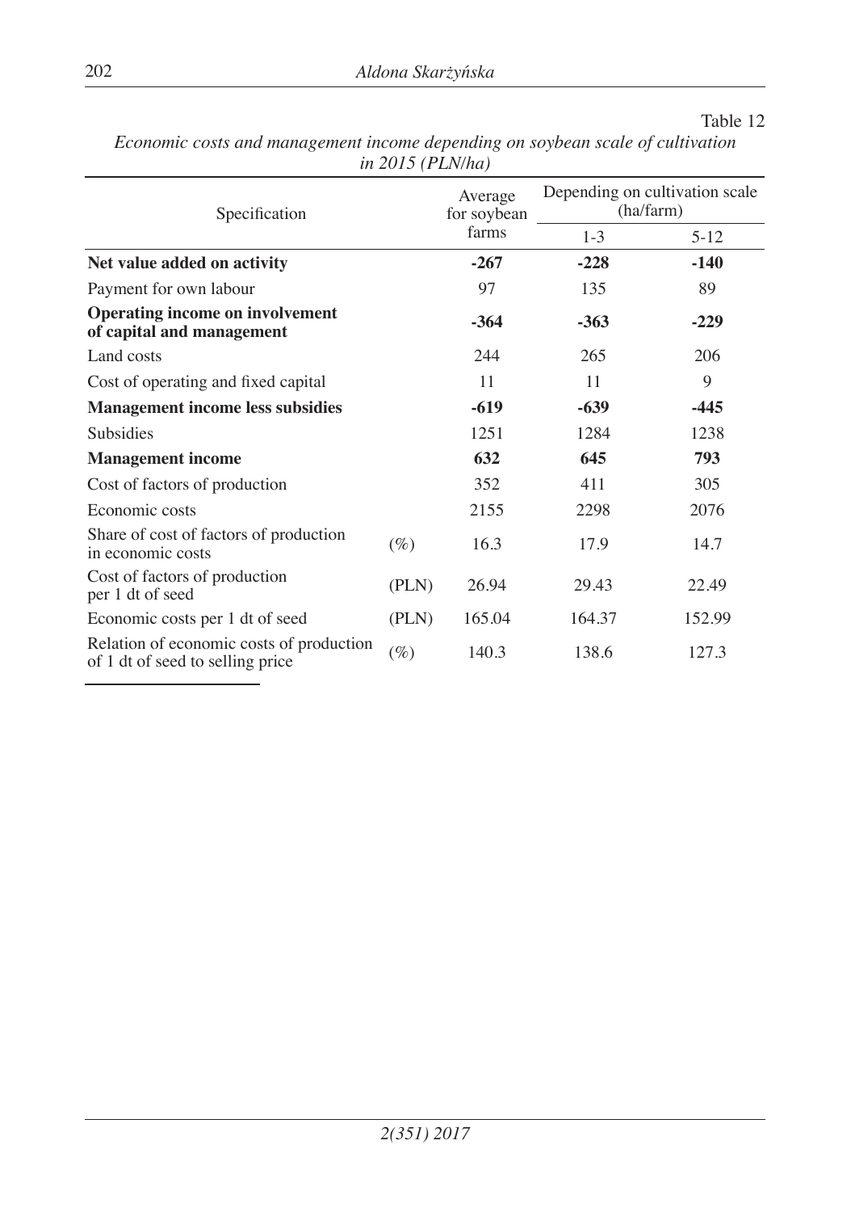Table 12

*Economic costs and management income depending on soybean scale of cultivation in 2015 (PLN/ha)*

| Specification | | Average for soybean farms | Depending on cultivation scale (ha/farm) | |
|---|---|---|---|---|
| | | | 1-3 | 5-12 |
| **Net value added on activity** | | **-267** | **-228** | **-140** |
| Payment for own labour | | 97 | 135 | 89 |
| **Operating income on involvement of capital and management** | | **-364** | **-363** | **-229** |
| Land costs | | 244 | 265 | 206 |
| Cost of operating and fixed capital | | 11 | 11 | 9 |
| **Management income less subsidies** | | **-619** | **-639** | **-445** |
| Subsidies | | 1251 | 1284 | 1238 |
| **Management income** | | **632** | **645** | **793** |
| Cost of factors of production | | 352 | 411 | 305 |
| Economic costs | | 2155 | 2298 | 2076 |
| Share of cost of factors of production in economic costs | (%) | 16.3 | 17.9 | 14.7 |
| Cost of factors of production per 1 dt of seed | (PLN) | 26.94 | 29.43 | 22.49 |
| Economic costs per 1 dt of seed | (PLN) | 165.04 | 164.37 | 152.99 |
| Relation of economic costs of production of 1 dt of seed to selling price | (%) | 140.3 | 138.6 | 127.3 |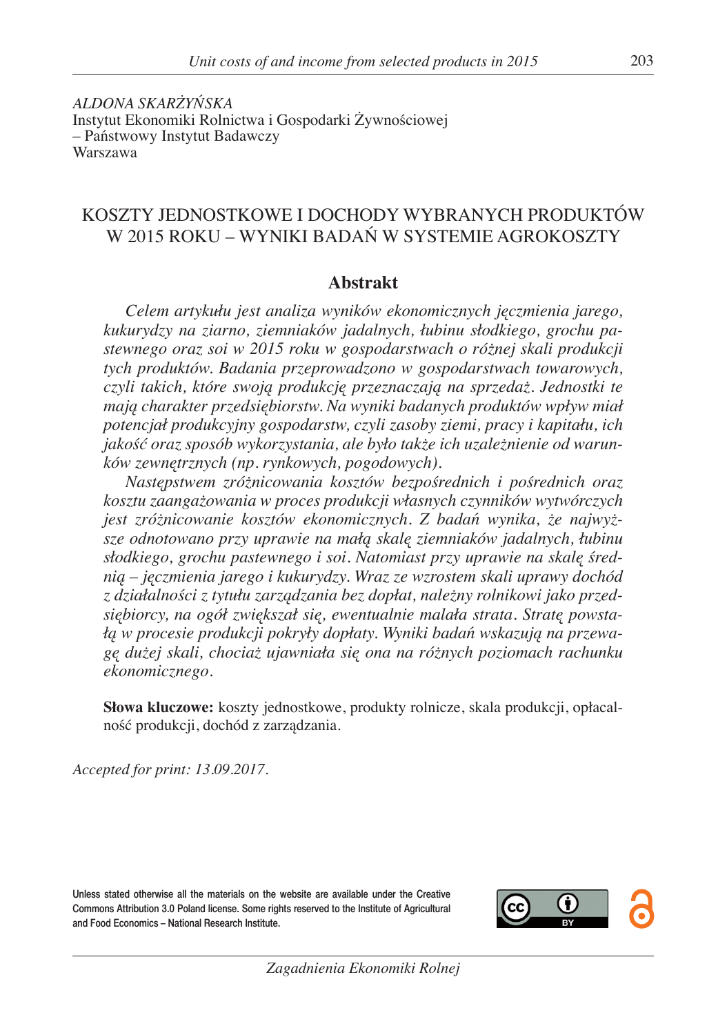*ALDONA SKARŻYŃSKA*
Instytut Ekonomiki Rolnictwa i Gospodarki Żywnościowej
– Państwowy Instytut Badawczy
Warszawa

# KOSZTY JEDNOSTKOWE I DOCHODY WYBRANYCH PRODUKTÓW W 2015 ROKU – WYNIKI BADAŃ W SYSTEMIE AGROKOSZTY

## Abstrakt

*Celem artykułu jest analiza wyników ekonomicznych jęczmienia jarego, kukurydzy na ziarno, ziemniaków jadalnych, łubinu słodkiego, grochu pastewnego oraz soi w 2015 roku w gospodarstwach o różnej skali produkcji tych produktów. Badania przeprowadzono w gospodarstwach towarowych, czyli takich, które swoją produkcję przeznaczają na sprzedaż. Jednostki te mają charakter przedsiębiorstw. Na wyniki badanych produktów wpływ miał potencjał produkcyjny gospodarstw, czyli zasoby ziemi, pracy i kapitału, ich jakość oraz sposób wykorzystania, ale było także ich uzależnienie od warunków zewnętrznych (np. rynkowych, pogodowych).*

*Następstwem zróżnicowania kosztów bezpośrednich i pośrednich oraz kosztu zaangażowania w proces produkcji własnych czynników wytwórczych jest zróżnicowanie kosztów ekonomicznych. Z badań wynika, że najwyższe odnotowano przy uprawie na małą skalę ziemniaków jadalnych, łubinu słodkiego, grochu pastewnego i soi. Natomiast przy uprawie na skalę średnią – jęczmienia jarego i kukurydzy. Wraz ze wzrostem skali uprawy dochód z działalności z tytułu zarządzania bez dopłat, należny rolnikowi jako przedsiębiorcy, na ogół zwiększał się, ewentualnie malała strata. Stratę powstałą w procesie produkcji pokryły dopłaty. Wyniki badań wskazują na przewagę dużej skali, chociaż ujawniała się ona na różnych poziomach rachunku ekonomicznego.*

**Słowa kluczowe:** koszty jednostkowe, produkty rolnicze, skala produkcji, opłacalność produkcji, dochód z zarządzania.

*Accepted for print: 13.09.2017.*

Unless stated otherwise all the materials on the website are available under the Creative Commons Attribution 3.0 Poland license. Some rights reserved to the Institute of Agricultural and Food Economics – National Research Institute.